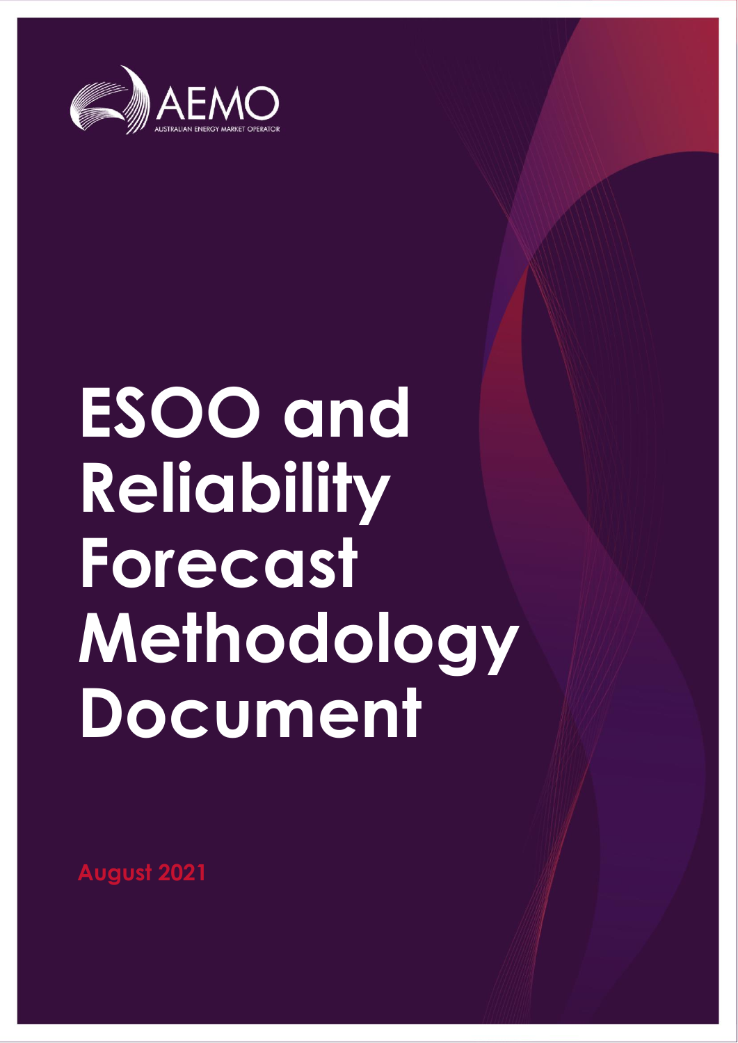AEMO

AUSTRALIAN ENERGY MARKET OPERATOR

# ESOO and Reliability Forecast Methodology Document

August 2021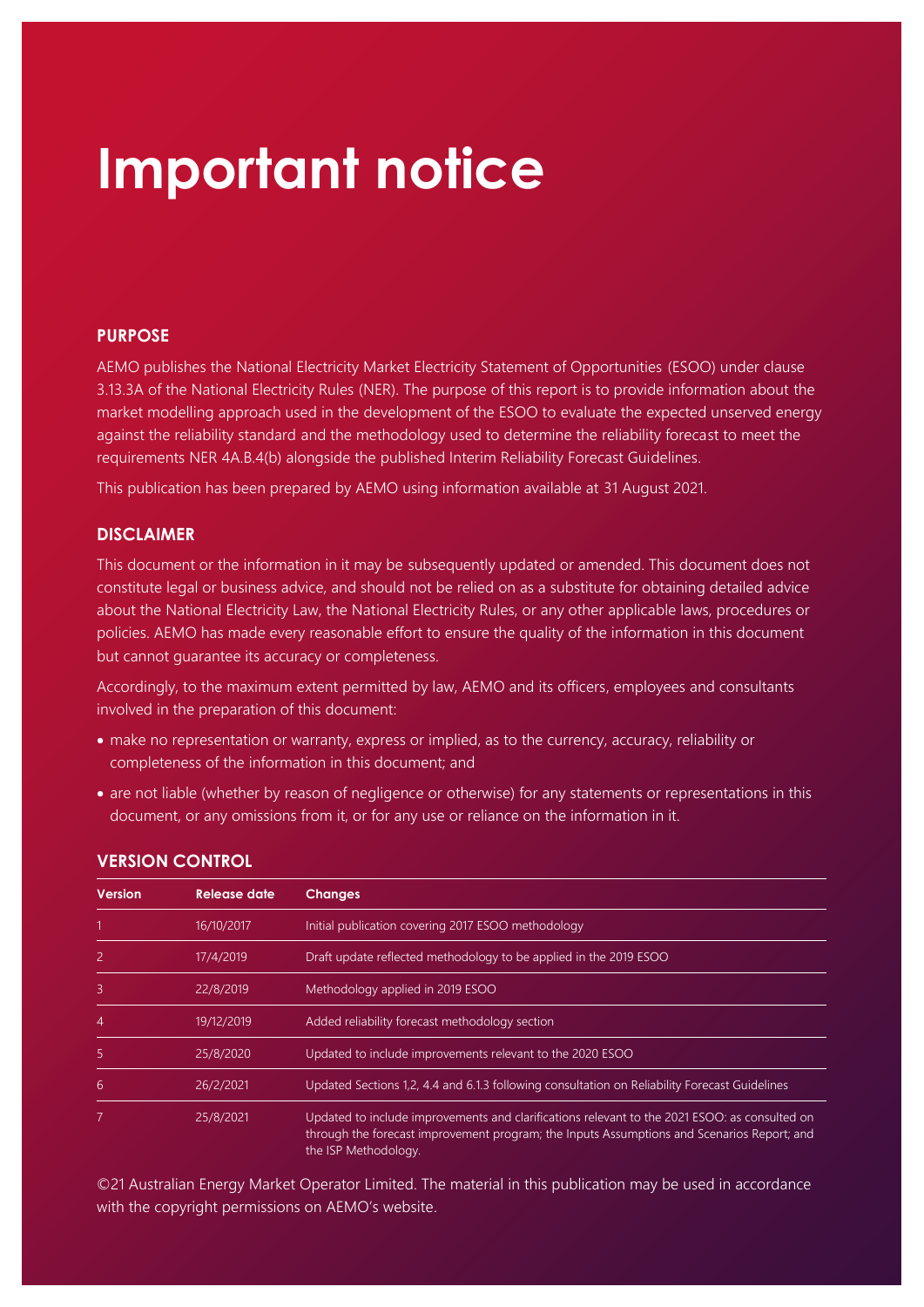# Important notice

## PURPOSE

AEMO publishes the National Electricity Market Electricity Statement of Opportunities (ESOO) under clause 3.13.3A of the National Electricity Rules (NER). The purpose of this report is to provide information about the market modelling approach used in the development of the ESOO to evaluate the expected unserved energy against the reliability standard and the methodology used to determine the reliability forecast to meet the requirements NER 4A.B.4(b) alongside the published Interim Reliability Forecast Guidelines.

This publication has been prepared by AEMO using information available at 31 August 2021.

## DISCLAIMER

This document or the information in it may be subsequently updated or amended. This document does not constitute legal or business advice, and should not be relied on as a substitute for obtaining detailed advice about the National Electricity Law, the National Electricity Rules, or any other applicable laws, procedures or policies. AEMO has made every reasonable effort to ensure the quality of the information in this document but cannot guarantee its accuracy or completeness.

Accordingly, to the maximum extent permitted by law, AEMO and its officers, employees and consultants involved in the preparation of this document:

- make no representation or warranty, express or implied, as to the currency, accuracy, reliability or completeness of the information in this document; and
- are not liable (whether by reason of negligence or otherwise) for any statements or representations in this document, or any omissions from it, or for any use or reliance on the information in it.

## VERSION CONTROL

| Version | Release date | Changes |
|---|---|---|
| 1 | 16/10/2017 | Initial publication covering 2017 ESOO methodology |
| 2 | 17/4/2019 | Draft update reflected methodology to be applied in the 2019 ESOO |
| 3 | 22/8/2019 | Methodology applied in 2019 ESOO |
| 4 | 19/12/2019 | Added reliability forecast methodology section |
| 5 | 25/8/2020 | Updated to include improvements relevant to the 2020 ESOO |
| 6 | 26/2/2021 | Updated Sections 1,2, 4.4 and 6.1.3 following consultation on Reliability Forecast Guidelines |
| 7 | 25/8/2021 | Updated to include improvements and clarifications relevant to the 2021 ESOO: as consulted on through the forecast improvement program; the Inputs Assumptions and Scenarios Report; and the ISP Methodology. |

©21 Australian Energy Market Operator Limited. The material in this publication may be used in accordance with the copyright permissions on AEMO's website.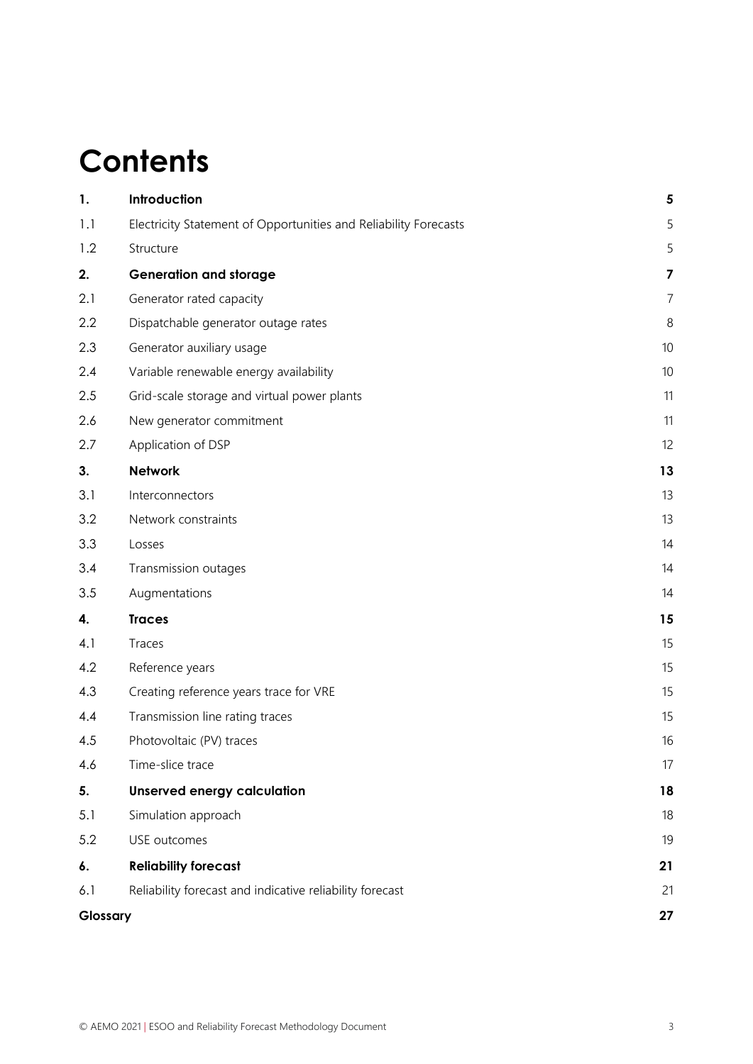# Contents

| | | |
|---|---|---|
| **1.** | **Introduction** | **5** |
| 1.1 | Electricity Statement of Opportunities and Reliability Forecasts | 5 |
| 1.2 | Structure | 5 |
| **2.** | **Generation and storage** | **7** |
| 2.1 | Generator rated capacity | 7 |
| 2.2 | Dispatchable generator outage rates | 8 |
| 2.3 | Generator auxiliary usage | 10 |
| 2.4 | Variable renewable energy availability | 10 |
| 2.5 | Grid-scale storage and virtual power plants | 11 |
| 2.6 | New generator commitment | 11 |
| 2.7 | Application of DSP | 12 |
| **3.** | **Network** | **13** |
| 3.1 | Interconnectors | 13 |
| 3.2 | Network constraints | 13 |
| 3.3 | Losses | 14 |
| 3.4 | Transmission outages | 14 |
| 3.5 | Augmentations | 14 |
| **4.** | **Traces** | **15** |
| 4.1 | Traces | 15 |
| 4.2 | Reference years | 15 |
| 4.3 | Creating reference years trace for VRE | 15 |
| 4.4 | Transmission line rating traces | 15 |
| 4.5 | Photovoltaic (PV) traces | 16 |
| 4.6 | Time-slice trace | 17 |
| **5.** | **Unserved energy calculation** | **18** |
| 5.1 | Simulation approach | 18 |
| 5.2 | USE outcomes | 19 |
| **6.** | **Reliability forecast** | **21** |
| 6.1 | Reliability forecast and indicative reliability forecast | 21 |
| **Glossary** | | **27** |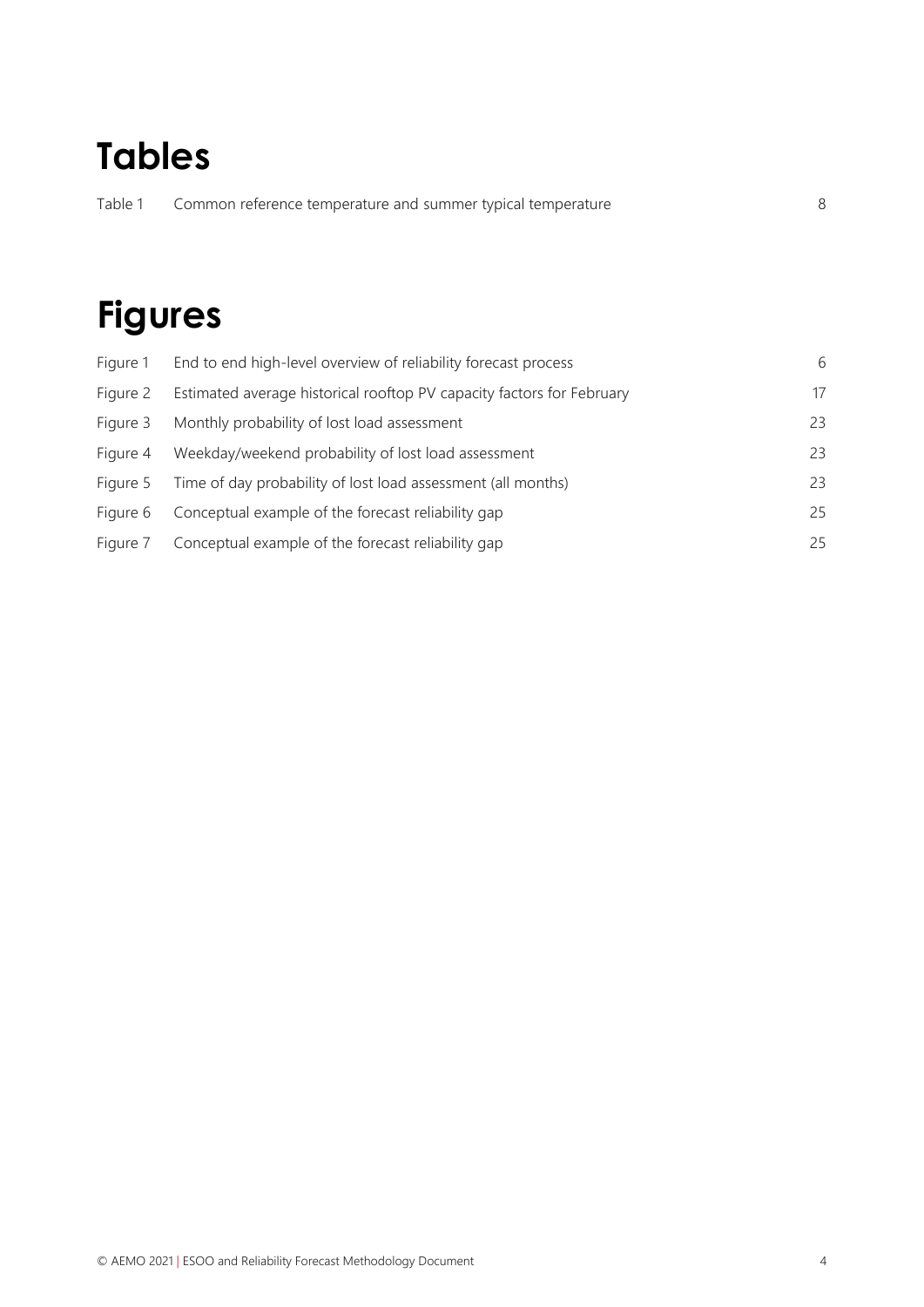# Tables

| | | |
|---|---|---|
| Table 1 | Common reference temperature and summer typical temperature | 8 |

# Figures

| | | |
|---|---|---|
| Figure 1 | End to end high-level overview of reliability forecast process | 6 |
| Figure 2 | Estimated average historical rooftop PV capacity factors for February | 17 |
| Figure 3 | Monthly probability of lost load assessment | 23 |
| Figure 4 | Weekday/weekend probability of lost load assessment | 23 |
| Figure 5 | Time of day probability of lost load assessment (all months) | 23 |
| Figure 6 | Conceptual example of the forecast reliability gap | 25 |
| Figure 7 | Conceptual example of the forecast reliability gap | 25 |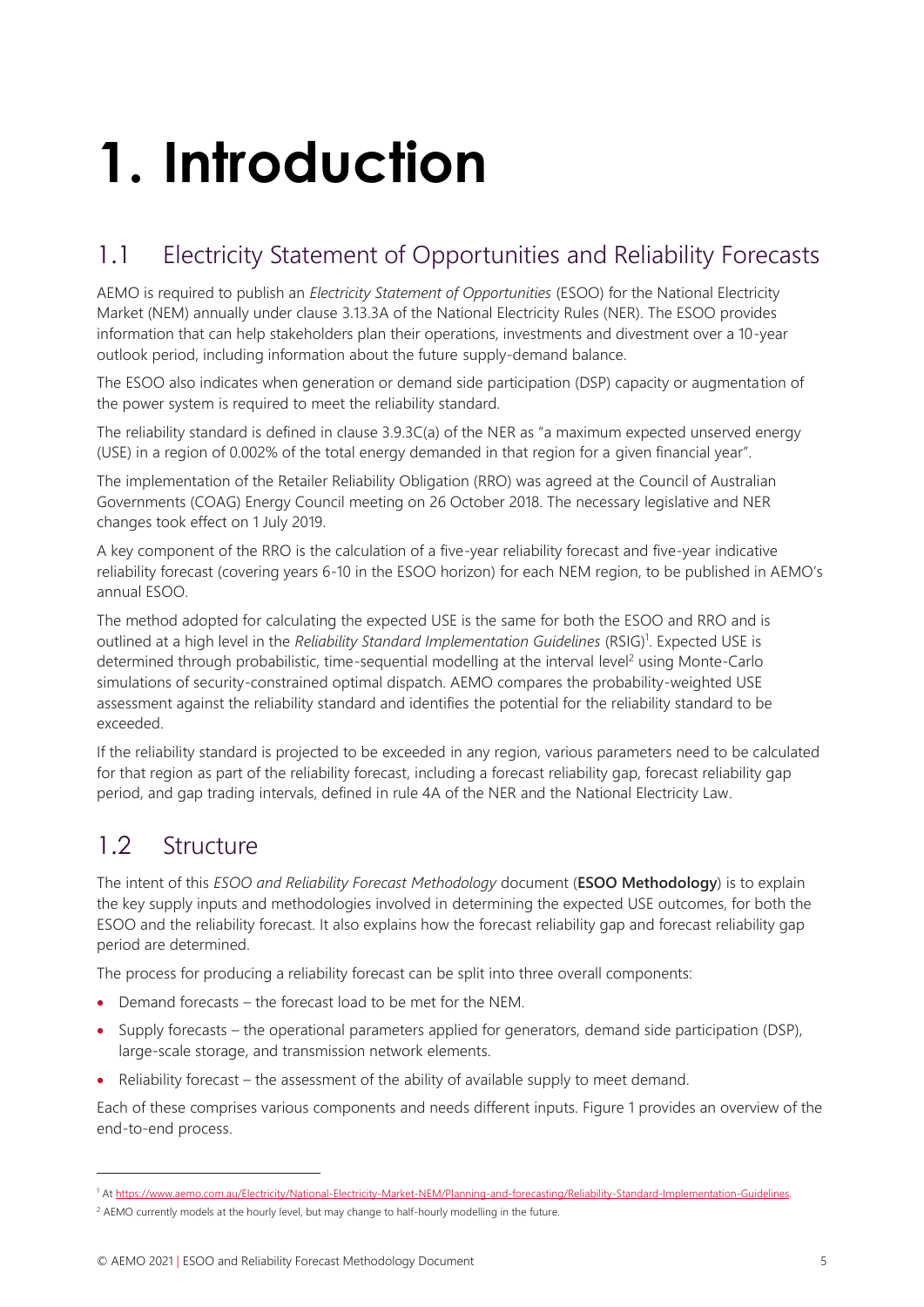# 1. Introduction

## 1.1 Electricity Statement of Opportunities and Reliability Forecasts

AEMO is required to publish an *Electricity Statement of Opportunities* (ESOO) for the National Electricity Market (NEM) annually under clause 3.13.3A of the National Electricity Rules (NER). The ESOO provides information that can help stakeholders plan their operations, investments and divestment over a 10-year outlook period, including information about the future supply-demand balance.

The ESOO also indicates when generation or demand side participation (DSP) capacity or augmentation of the power system is required to meet the reliability standard.

The reliability standard is defined in clause 3.9.3C(a) of the NER as "a maximum expected unserved energy (USE) in a region of 0.002% of the total energy demanded in that region for a given financial year".

The implementation of the Retailer Reliability Obligation (RRO) was agreed at the Council of Australian Governments (COAG) Energy Council meeting on 26 October 2018. The necessary legislative and NER changes took effect on 1 July 2019.

A key component of the RRO is the calculation of a five-year reliability forecast and five-year indicative reliability forecast (covering years 6-10 in the ESOO horizon) for each NEM region, to be published in AEMO's annual ESOO.

The method adopted for calculating the expected USE is the same for both the ESOO and RRO and is outlined at a high level in the *Reliability Standard Implementation Guidelines* (RSIG)[1]. Expected USE is determined through probabilistic, time-sequential modelling at the interval level[2] using Monte-Carlo simulations of security-constrained optimal dispatch. AEMO compares the probability-weighted USE assessment against the reliability standard and identifies the potential for the reliability standard to be exceeded.

If the reliability standard is projected to be exceeded in any region, various parameters need to be calculated for that region as part of the reliability forecast, including a forecast reliability gap, forecast reliability gap period, and gap trading intervals, defined in rule 4A of the NER and the National Electricity Law.

## 1.2 Structure

The intent of this *ESOO and Reliability Forecast Methodology* document (**ESOO Methodology**) is to explain the key supply inputs and methodologies involved in determining the expected USE outcomes, for both the ESOO and the reliability forecast. It also explains how the forecast reliability gap and forecast reliability gap period are determined.

The process for producing a reliability forecast can be split into three overall components:

- Demand forecasts – the forecast load to be met for the NEM.
- Supply forecasts – the operational parameters applied for generators, demand side participation (DSP), large-scale storage, and transmission network elements.
- Reliability forecast – the assessment of the ability of available supply to meet demand.

Each of these comprises various components and needs different inputs. Figure 1 provides an overview of the end-to-end process.

---

[1] At https://www.aemo.com.au/Electricity/National-Electricity-Market-NEM/Planning-and-forecasting/Reliability-Standard-Implementation-Guidelines.

[2] AEMO currently models at the hourly level, but may change to half-hourly modelling in the future.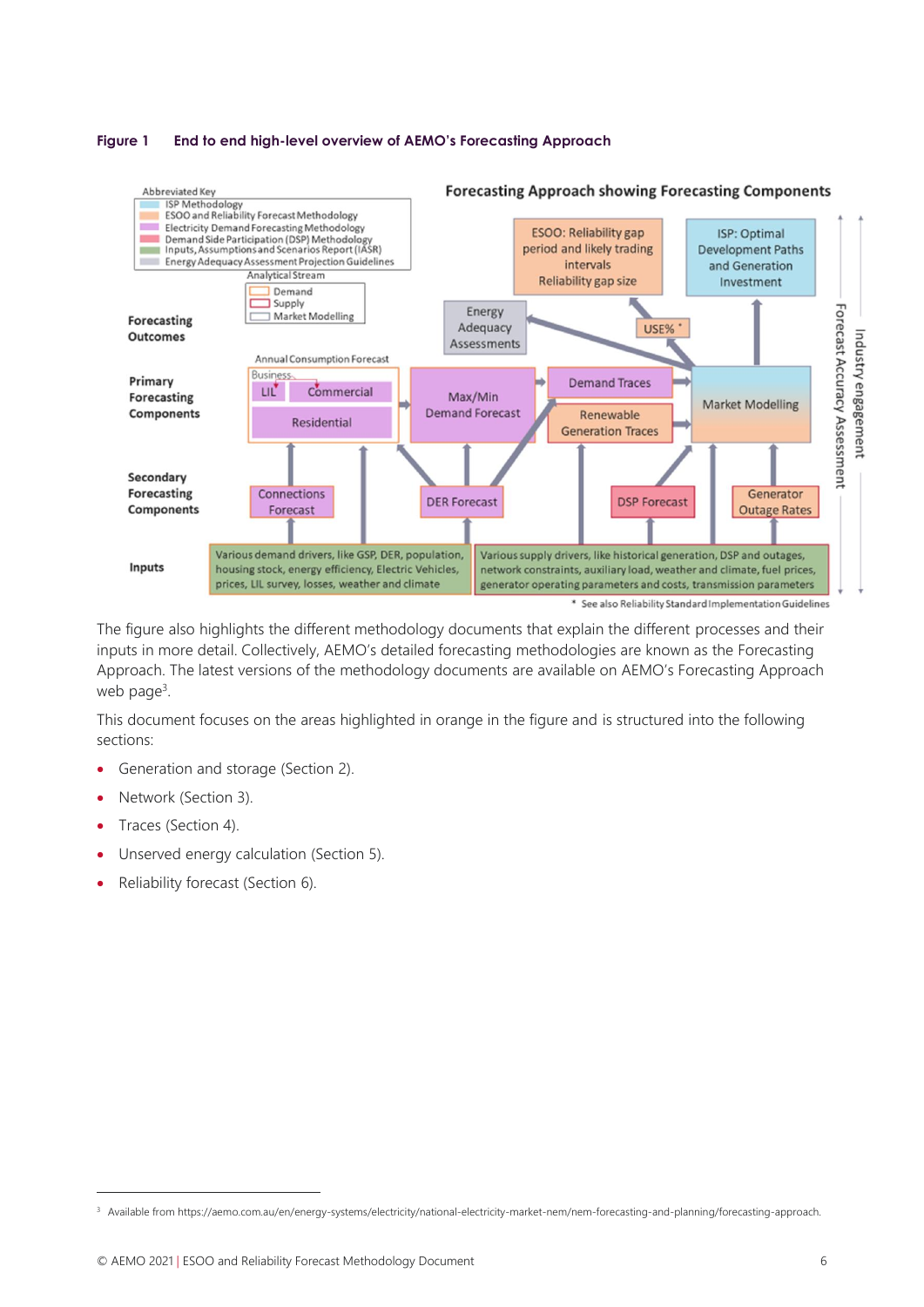**Figure 1 End to end high-level overview of AEMO's Forecasting Approach**

Abbreviated Key

- ISP Methodology
- ESOO and Reliability Forecast Methodology
- Electricity Demand Forecasting Methodology
- Demand Side Participation (DSP) Methodology
- Inputs, Assumptions and Scenarios Report (IASR)
- Energy Adequacy Assessment Projection Guidelines

Analytical Stream

- Demand
- Supply
- Market Modelling

Forecasting Approach showing Forecasting Components

**Forecasting Outcomes**: ESOO: Reliability gap period and likely trading intervals, Reliability gap size; ISP: Optimal Development Paths and Generation Investment; Energy Adequacy Assessments; USE% *

**Primary Forecasting Components**: Annual Consumption Forecast (Business: LIL, Commercial; Residential); Max/Min Demand Forecast; Demand Traces; Renewable Generation Traces; Market Modelling

**Secondary Forecasting Components**: Connections Forecast; DER Forecast; DSP Forecast; Generator Outage Rates

**Inputs**: Various demand drivers, like GSP, DER, population, housing stock, energy efficiency, Electric Vehicles, prices, LIL survey, losses, weather and climate; Various supply drivers, like historical generation, DSP and outages, network constraints, auxiliary load, weather and climate, fuel prices, generator operating parameters and costs, transmission parameters

Forecast Accuracy Assessment

Industry engagement

\* See also Reliability Standard Implementation Guidelines

The figure also highlights the different methodology documents that explain the different processes and their inputs in more detail. Collectively, AEMO's detailed forecasting methodologies are known as the Forecasting Approach. The latest versions of the methodology documents are available on AEMO's Forecasting Approach web page[3].

This document focuses on the areas highlighted in orange in the figure and is structured into the following sections:

- Generation and storage (Section 2).
- Network (Section 3).
- Traces (Section 4).
- Unserved energy calculation (Section 5).
- Reliability forecast (Section 6).

[3] Available from https://aemo.com.au/en/energy-systems/electricity/national-electricity-market-nem/nem-forecasting-and-planning/forecasting-approach.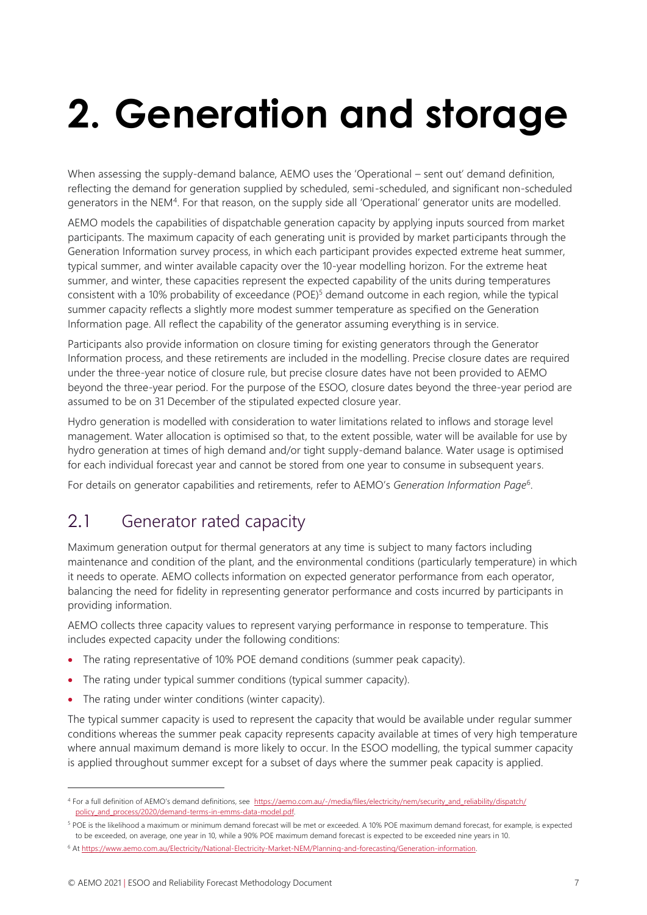# 2. Generation and storage

When assessing the supply-demand balance, AEMO uses the 'Operational – sent out' demand definition, reflecting the demand for generation supplied by scheduled, semi-scheduled, and significant non-scheduled generators in the NEM[4]. For that reason, on the supply side all 'Operational' generator units are modelled.

AEMO models the capabilities of dispatchable generation capacity by applying inputs sourced from market participants. The maximum capacity of each generating unit is provided by market participants through the Generation Information survey process, in which each participant provides expected extreme heat summer, typical summer, and winter available capacity over the 10-year modelling horizon. For the extreme heat summer, and winter, these capacities represent the expected capability of the units during temperatures consistent with a 10% probability of exceedance (POE)[5] demand outcome in each region, while the typical summer capacity reflects a slightly more modest summer temperature as specified on the Generation Information page. All reflect the capability of the generator assuming everything is in service.

Participants also provide information on closure timing for existing generators through the Generator Information process, and these retirements are included in the modelling. Precise closure dates are required under the three-year notice of closure rule, but precise closure dates have not been provided to AEMO beyond the three-year period. For the purpose of the ESOO, closure dates beyond the three-year period are assumed to be on 31 December of the stipulated expected closure year.

Hydro generation is modelled with consideration to water limitations related to inflows and storage level management. Water allocation is optimised so that, to the extent possible, water will be available for use by hydro generation at times of high demand and/or tight supply-demand balance. Water usage is optimised for each individual forecast year and cannot be stored from one year to consume in subsequent years.

For details on generator capabilities and retirements, refer to AEMO's *Generation Information Page*[6].

## 2.1 Generator rated capacity

Maximum generation output for thermal generators at any time is subject to many factors including maintenance and condition of the plant, and the environmental conditions (particularly temperature) in which it needs to operate. AEMO collects information on expected generator performance from each operator, balancing the need for fidelity in representing generator performance and costs incurred by participants in providing information.

AEMO collects three capacity values to represent varying performance in response to temperature. This includes expected capacity under the following conditions:

- The rating representative of 10% POE demand conditions (summer peak capacity).
- The rating under typical summer conditions (typical summer capacity).
- The rating under winter conditions (winter capacity).

The typical summer capacity is used to represent the capacity that would be available under regular summer conditions whereas the summer peak capacity represents capacity available at times of very high temperature where annual maximum demand is more likely to occur. In the ESOO modelling, the typical summer capacity is applied throughout summer except for a subset of days where the summer peak capacity is applied.

---

[4] For a full definition of AEMO's demand definitions, see https://aemo.com.au/-/media/files/electricity/nem/security_and_reliability/dispatch/policy_and_process/2020/demand-terms-in-emms-data-model.pdf.

[5] POE is the likelihood a maximum or minimum demand forecast will be met or exceeded. A 10% POE maximum demand forecast, for example, is expected to be exceeded, on average, one year in 10, while a 90% POE maximum demand forecast is expected to be exceeded nine years in 10.

[6] At https://www.aemo.com.au/Electricity/National-Electricity-Market-NEM/Planning-and-forecasting/Generation-information.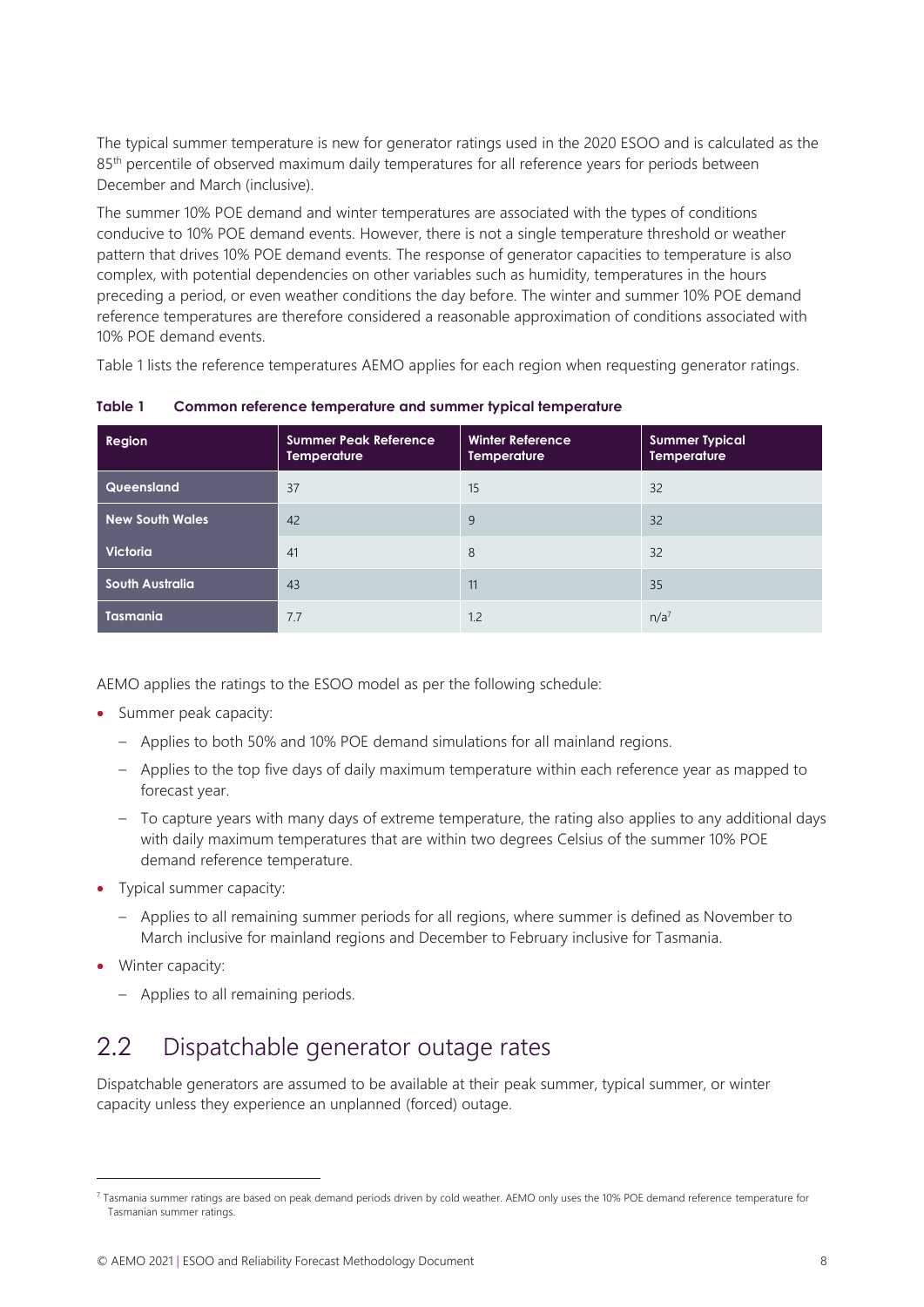The typical summer temperature is new for generator ratings used in the 2020 ESOO and is calculated as the 85th percentile of observed maximum daily temperatures for all reference years for periods between December and March (inclusive).

The summer 10% POE demand and winter temperatures are associated with the types of conditions conducive to 10% POE demand events. However, there is not a single temperature threshold or weather pattern that drives 10% POE demand events. The response of generator capacities to temperature is also complex, with potential dependencies on other variables such as humidity, temperatures in the hours preceding a period, or even weather conditions the day before. The winter and summer 10% POE demand reference temperatures are therefore considered a reasonable approximation of conditions associated with 10% POE demand events.

Table 1 lists the reference temperatures AEMO applies for each region when requesting generator ratings.

**Table 1 Common reference temperature and summer typical temperature**

| Region | Summer Peak Reference Temperature | Winter Reference Temperature | Summer Typical Temperature |
|---|---|---|---|
| Queensland | 37 | 15 | 32 |
| New South Wales | 42 | 9 | 32 |
| Victoria | 41 | 8 | 32 |
| South Australia | 43 | 11 | 35 |
| Tasmania | 7.7 | 1.2 | n/a[7] |

AEMO applies the ratings to the ESOO model as per the following schedule:

- Summer peak capacity:
  - Applies to both 50% and 10% POE demand simulations for all mainland regions.
  - Applies to the top five days of daily maximum temperature within each reference year as mapped to forecast year.
  - To capture years with many days of extreme temperature, the rating also applies to any additional days with daily maximum temperatures that are within two degrees Celsius of the summer 10% POE demand reference temperature.
- Typical summer capacity:
  - Applies to all remaining summer periods for all regions, where summer is defined as November to March inclusive for mainland regions and December to February inclusive for Tasmania.
- Winter capacity:
  - Applies to all remaining periods.

## 2.2 Dispatchable generator outage rates

Dispatchable generators are assumed to be available at their peak summer, typical summer, or winter capacity unless they experience an unplanned (forced) outage.

[7] Tasmania summer ratings are based on peak demand periods driven by cold weather. AEMO only uses the 10% POE demand reference temperature for Tasmanian summer ratings.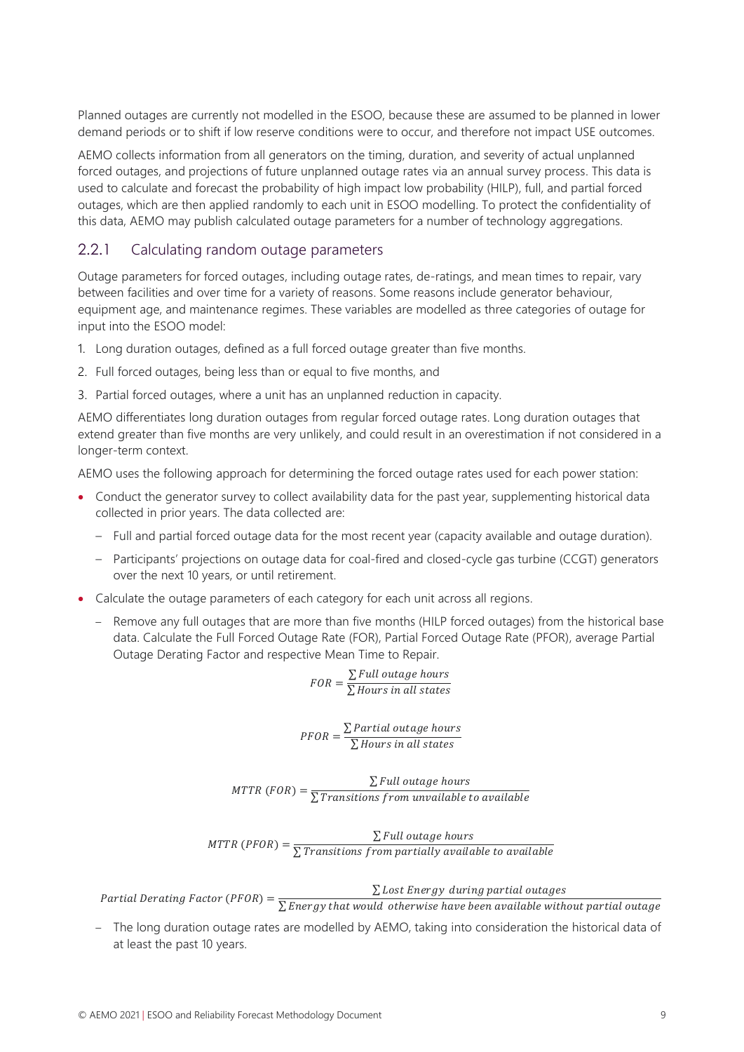Planned outages are currently not modelled in the ESOO, because these are assumed to be planned in lower demand periods or to shift if low reserve conditions were to occur, and therefore not impact USE outcomes.

AEMO collects information from all generators on the timing, duration, and severity of actual unplanned forced outages, and projections of future unplanned outage rates via an annual survey process. This data is used to calculate and forecast the probability of high impact low probability (HILP), full, and partial forced outages, which are then applied randomly to each unit in ESOO modelling. To protect the confidentiality of this data, AEMO may publish calculated outage parameters for a number of technology aggregations.

### 2.2.1 Calculating random outage parameters

Outage parameters for forced outages, including outage rates, de-ratings, and mean times to repair, vary between facilities and over time for a variety of reasons. Some reasons include generator behaviour, equipment age, and maintenance regimes. These variables are modelled as three categories of outage for input into the ESOO model:

1. Long duration outages, defined as a full forced outage greater than five months.
2. Full forced outages, being less than or equal to five months, and
3. Partial forced outages, where a unit has an unplanned reduction in capacity.

AEMO differentiates long duration outages from regular forced outage rates. Long duration outages that extend greater than five months are very unlikely, and could result in an overestimation if not considered in a longer-term context.

AEMO uses the following approach for determining the forced outage rates used for each power station:

- Conduct the generator survey to collect availability data for the past year, supplementing historical data collected in prior years. The data collected are:
  - Full and partial forced outage data for the most recent year (capacity available and outage duration).
  - Participants' projections on outage data for coal-fired and closed-cycle gas turbine (CCGT) generators over the next 10 years, or until retirement.
- Calculate the outage parameters of each category for each unit across all regions.
  - Remove any full outages that are more than five months (HILP forced outages) from the historical base data. Calculate the Full Forced Outage Rate (FOR), Partial Forced Outage Rate (PFOR), average Partial Outage Derating Factor and respective Mean Time to Repair.

$$FOR = \frac{\sum Full\ outage\ hours}{\sum Hours\ in\ all\ states}$$

$$PFOR = \frac{\sum Partial\ outage\ hours}{\sum Hours\ in\ all\ states}$$

$$MTTR\ (FOR) = \frac{\sum Full\ outage\ hours}{\sum Transitions\ from\ unvailable\ to\ available}$$

$$MTTR\ (PFOR) = \frac{\sum Full\ outage\ hours}{\sum Transitions\ from\ partially\ available\ to\ available}$$

$$Partial\ Derating\ Factor\ (PFOR) = \frac{\sum Lost\ Energy\ \ during\ partial\ outages}{\sum Energy\ that\ would\ \ otherwise\ have\ been\ available\ without\ partial\ outage}$$

  - The long duration outage rates are modelled by AEMO, taking into consideration the historical data of at least the past 10 years.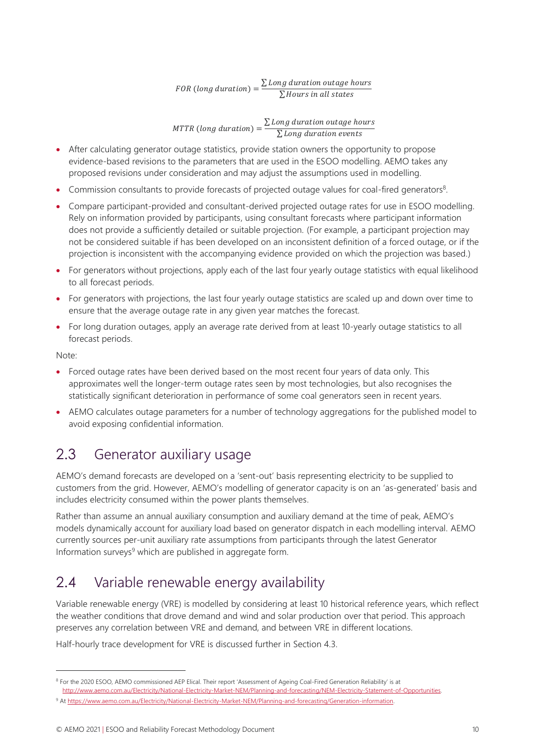$$FOR\ (long\ duration) = \frac{\sum Long\ duration\ outage\ hours}{\sum Hours\ in\ all\ states}$$

$$MTTR\ (long\ duration) = \frac{\sum Long\ duration\ outage\ hours}{\sum Long\ duration\ events}$$

- After calculating generator outage statistics, provide station owners the opportunity to propose evidence-based revisions to the parameters that are used in the ESOO modelling. AEMO takes any proposed revisions under consideration and may adjust the assumptions used in modelling.
- Commission consultants to provide forecasts of projected outage values for coal-fired generators[8].
- Compare participant-provided and consultant-derived projected outage rates for use in ESOO modelling. Rely on information provided by participants, using consultant forecasts where participant information does not provide a sufficiently detailed or suitable projection. (For example, a participant projection may not be considered suitable if has been developed on an inconsistent definition of a forced outage, or if the projection is inconsistent with the accompanying evidence provided on which the projection was based.)
- For generators without projections, apply each of the last four yearly outage statistics with equal likelihood to all forecast periods.
- For generators with projections, the last four yearly outage statistics are scaled up and down over time to ensure that the average outage rate in any given year matches the forecast.
- For long duration outages, apply an average rate derived from at least 10-yearly outage statistics to all forecast periods.

Note:

- Forced outage rates have been derived based on the most recent four years of data only. This approximates well the longer-term outage rates seen by most technologies, but also recognises the statistically significant deterioration in performance of some coal generators seen in recent years.
- AEMO calculates outage parameters for a number of technology aggregations for the published model to avoid exposing confidential information.

## 2.3 Generator auxiliary usage

AEMO's demand forecasts are developed on a 'sent-out' basis representing electricity to be supplied to customers from the grid. However, AEMO's modelling of generator capacity is on an 'as-generated' basis and includes electricity consumed within the power plants themselves.

Rather than assume an annual auxiliary consumption and auxiliary demand at the time of peak, AEMO's models dynamically account for auxiliary load based on generator dispatch in each modelling interval. AEMO currently sources per-unit auxiliary rate assumptions from participants through the latest Generator Information surveys[9] which are published in aggregate form.

## 2.4 Variable renewable energy availability

Variable renewable energy (VRE) is modelled by considering at least 10 historical reference years, which reflect the weather conditions that drove demand and wind and solar production over that period. This approach preserves any correlation between VRE and demand, and between VRE in different locations.

Half-hourly trace development for VRE is discussed further in Section 4.3.

---

[8] For the 2020 ESOO, AEMO commissioned AEP Elical. Their report 'Assessment of Ageing Coal-Fired Generation Reliability' is at http://www.aemo.com.au/Electricity/National-Electricity-Market-NEM/Planning-and-forecasting/NEM-Electricity-Statement-of-Opportunities.

[9] At https://www.aemo.com.au/Electricity/National-Electricity-Market-NEM/Planning-and-forecasting/Generation-information.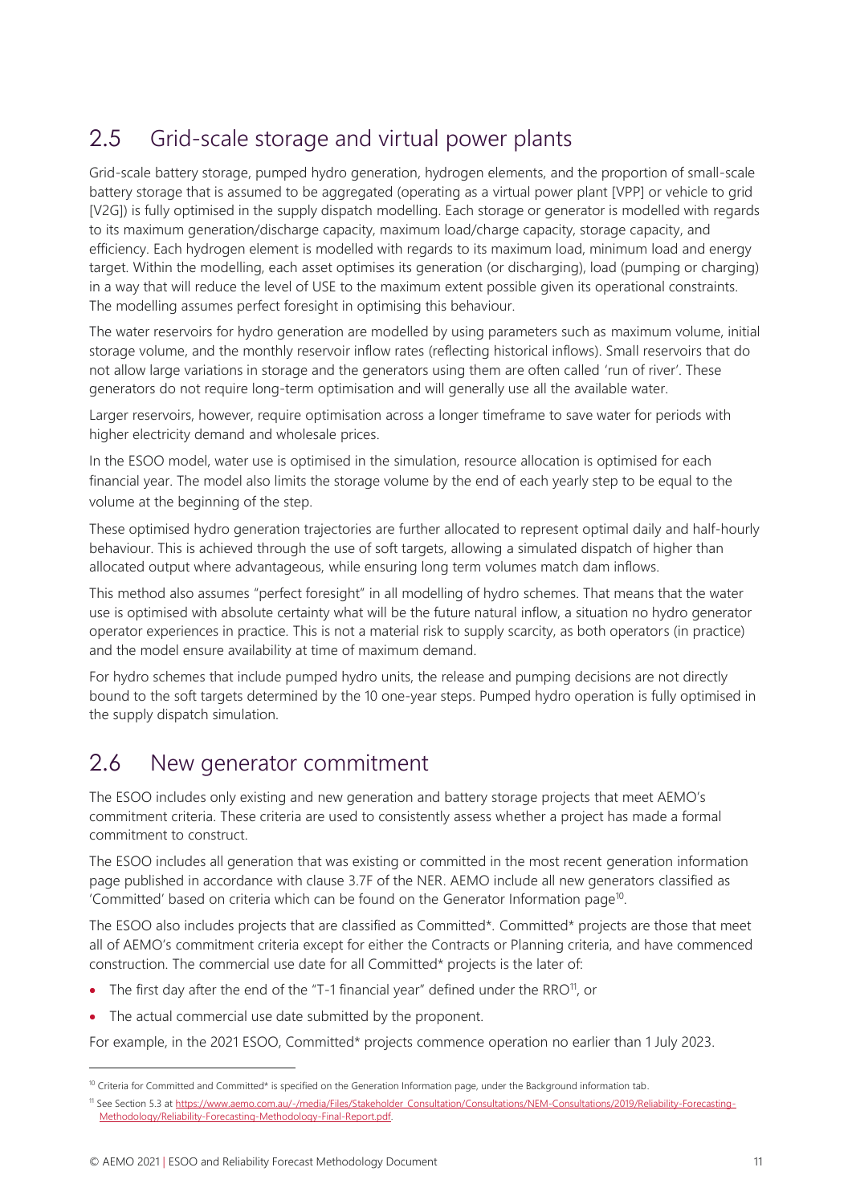## 2.5 Grid-scale storage and virtual power plants

Grid-scale battery storage, pumped hydro generation, hydrogen elements, and the proportion of small-scale battery storage that is assumed to be aggregated (operating as a virtual power plant [VPP] or vehicle to grid [V2G]) is fully optimised in the supply dispatch modelling. Each storage or generator is modelled with regards to its maximum generation/discharge capacity, maximum load/charge capacity, storage capacity, and efficiency. Each hydrogen element is modelled with regards to its maximum load, minimum load and energy target. Within the modelling, each asset optimises its generation (or discharging), load (pumping or charging) in a way that will reduce the level of USE to the maximum extent possible given its operational constraints. The modelling assumes perfect foresight in optimising this behaviour.

The water reservoirs for hydro generation are modelled by using parameters such as maximum volume, initial storage volume, and the monthly reservoir inflow rates (reflecting historical inflows). Small reservoirs that do not allow large variations in storage and the generators using them are often called 'run of river'. These generators do not require long-term optimisation and will generally use all the available water.

Larger reservoirs, however, require optimisation across a longer timeframe to save water for periods with higher electricity demand and wholesale prices.

In the ESOO model, water use is optimised in the simulation, resource allocation is optimised for each financial year. The model also limits the storage volume by the end of each yearly step to be equal to the volume at the beginning of the step.

These optimised hydro generation trajectories are further allocated to represent optimal daily and half-hourly behaviour. This is achieved through the use of soft targets, allowing a simulated dispatch of higher than allocated output where advantageous, while ensuring long term volumes match dam inflows.

This method also assumes "perfect foresight" in all modelling of hydro schemes. That means that the water use is optimised with absolute certainty what will be the future natural inflow, a situation no hydro generator operator experiences in practice. This is not a material risk to supply scarcity, as both operators (in practice) and the model ensure availability at time of maximum demand.

For hydro schemes that include pumped hydro units, the release and pumping decisions are not directly bound to the soft targets determined by the 10 one-year steps. Pumped hydro operation is fully optimised in the supply dispatch simulation.

## 2.6 New generator commitment

The ESOO includes only existing and new generation and battery storage projects that meet AEMO's commitment criteria. These criteria are used to consistently assess whether a project has made a formal commitment to construct.

The ESOO includes all generation that was existing or committed in the most recent generation information page published in accordance with clause 3.7F of the NER. AEMO include all new generators classified as 'Committed' based on criteria which can be found on the Generator Information page[10].

The ESOO also includes projects that are classified as Committed*. Committed* projects are those that meet all of AEMO's commitment criteria except for either the Contracts or Planning criteria, and have commenced construction. The commercial use date for all Committed* projects is the later of:

- The first day after the end of the "T-1 financial year" defined under the RRO[11], or
- The actual commercial use date submitted by the proponent.

For example, in the 2021 ESOO, Committed* projects commence operation no earlier than 1 July 2023.

[10] Criteria for Committed and Committed* is specified on the Generation Information page, under the Background information tab.

[11] See Section 5.3 at https://www.aemo.com.au/-/media/Files/Stakeholder_Consultation/Consultations/NEM-Consultations/2019/Reliability-Forecasting-Methodology/Reliability-Forecasting-Methodology-Final-Report.pdf.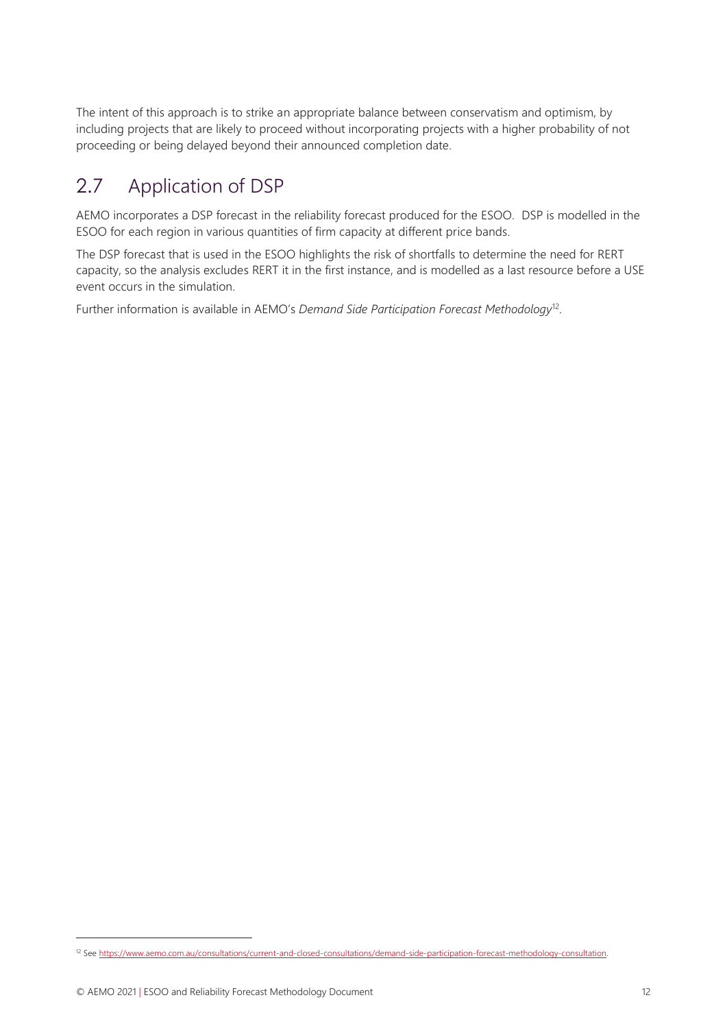The intent of this approach is to strike an appropriate balance between conservatism and optimism, by including projects that are likely to proceed without incorporating projects with a higher probability of not proceeding or being delayed beyond their announced completion date.

## 2.7 Application of DSP

AEMO incorporates a DSP forecast in the reliability forecast produced for the ESOO. DSP is modelled in the ESOO for each region in various quantities of firm capacity at different price bands.

The DSP forecast that is used in the ESOO highlights the risk of shortfalls to determine the need for RERT capacity, so the analysis excludes RERT it in the first instance, and is modelled as a last resource before a USE event occurs in the simulation.

Further information is available in AEMO's *Demand Side Participation Forecast Methodology*[12].

---

[12] See https://www.aemo.com.au/consultations/current-and-closed-consultations/demand-side-participation-forecast-methodology-consultation.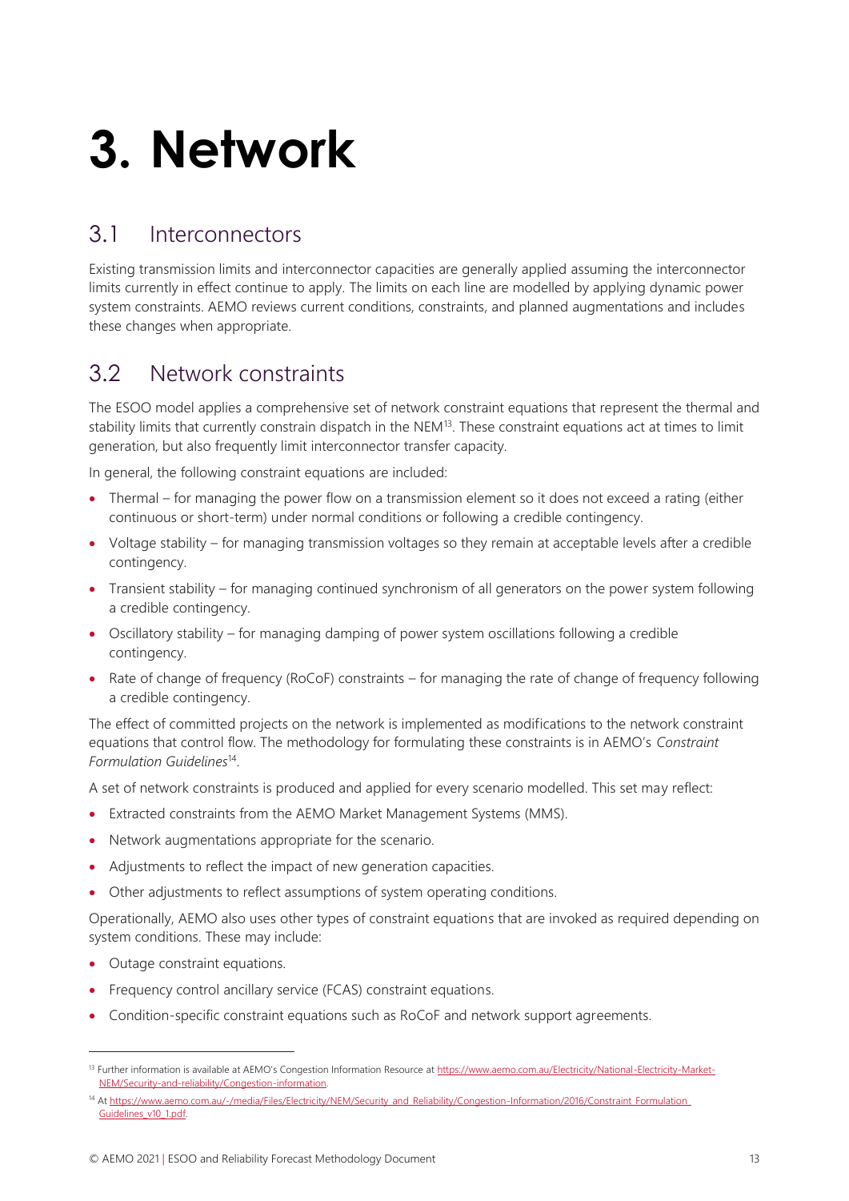# 3. Network

## 3.1 Interconnectors

Existing transmission limits and interconnector capacities are generally applied assuming the interconnector limits currently in effect continue to apply. The limits on each line are modelled by applying dynamic power system constraints. AEMO reviews current conditions, constraints, and planned augmentations and includes these changes when appropriate.

## 3.2 Network constraints

The ESOO model applies a comprehensive set of network constraint equations that represent the thermal and stability limits that currently constrain dispatch in the NEM[13]. These constraint equations act at times to limit generation, but also frequently limit interconnector transfer capacity.

In general, the following constraint equations are included:

- Thermal – for managing the power flow on a transmission element so it does not exceed a rating (either continuous or short-term) under normal conditions or following a credible contingency.
- Voltage stability – for managing transmission voltages so they remain at acceptable levels after a credible contingency.
- Transient stability – for managing continued synchronism of all generators on the power system following a credible contingency.
- Oscillatory stability – for managing damping of power system oscillations following a credible contingency.
- Rate of change of frequency (RoCoF) constraints – for managing the rate of change of frequency following a credible contingency.

The effect of committed projects on the network is implemented as modifications to the network constraint equations that control flow. The methodology for formulating these constraints is in AEMO's *Constraint Formulation Guidelines*[14].

A set of network constraints is produced and applied for every scenario modelled. This set may reflect:

- Extracted constraints from the AEMO Market Management Systems (MMS).
- Network augmentations appropriate for the scenario.
- Adjustments to reflect the impact of new generation capacities.
- Other adjustments to reflect assumptions of system operating conditions.

Operationally, AEMO also uses other types of constraint equations that are invoked as required depending on system conditions. These may include:

- Outage constraint equations.
- Frequency control ancillary service (FCAS) constraint equations.
- Condition-specific constraint equations such as RoCoF and network support agreements.

---

[13] Further information is available at AEMO's Congestion Information Resource at https://www.aemo.com.au/Electricity/National-Electricity-Market-NEM/Security-and-reliability/Congestion-information.

[14] At https://www.aemo.com.au/-/media/Files/Electricity/NEM/Security_and_Reliability/Congestion-Information/2016/Constraint_Formulation_Guidelines_v10_1.pdf.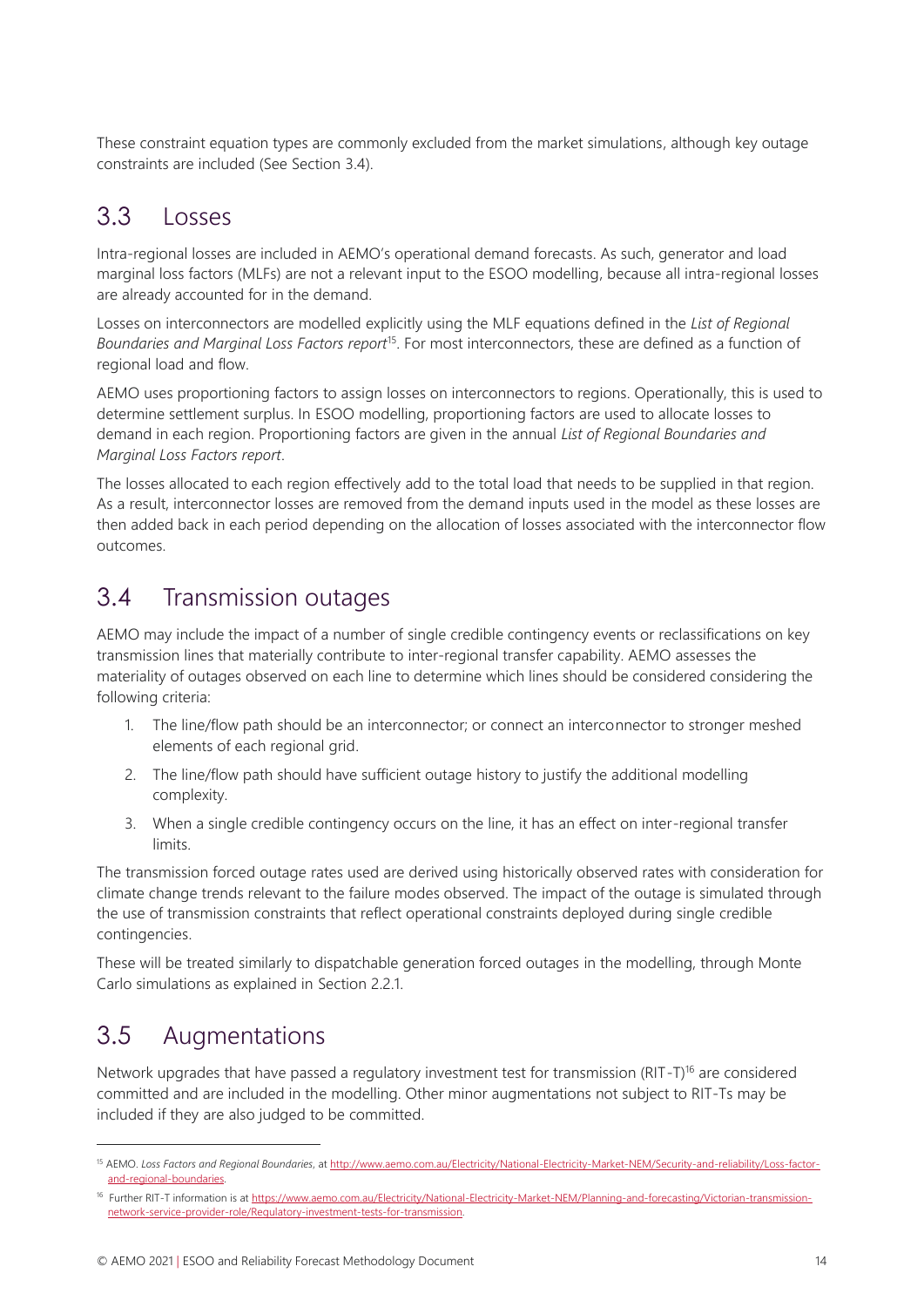These constraint equation types are commonly excluded from the market simulations, although key outage constraints are included (See Section 3.4).

## 3.3 Losses

Intra-regional losses are included in AEMO's operational demand forecasts. As such, generator and load marginal loss factors (MLFs) are not a relevant input to the ESOO modelling, because all intra-regional losses are already accounted for in the demand.

Losses on interconnectors are modelled explicitly using the MLF equations defined in the *List of Regional Boundaries and Marginal Loss Factors report*[15]. For most interconnectors, these are defined as a function of regional load and flow.

AEMO uses proportioning factors to assign losses on interconnectors to regions. Operationally, this is used to determine settlement surplus. In ESOO modelling, proportioning factors are used to allocate losses to demand in each region. Proportioning factors are given in the annual *List of Regional Boundaries and Marginal Loss Factors report*.

The losses allocated to each region effectively add to the total load that needs to be supplied in that region. As a result, interconnector losses are removed from the demand inputs used in the model as these losses are then added back in each period depending on the allocation of losses associated with the interconnector flow outcomes.

## 3.4 Transmission outages

AEMO may include the impact of a number of single credible contingency events or reclassifications on key transmission lines that materially contribute to inter-regional transfer capability. AEMO assesses the materiality of outages observed on each line to determine which lines should be considered considering the following criteria:

1. The line/flow path should be an interconnector; or connect an interconnector to stronger meshed elements of each regional grid.
2. The line/flow path should have sufficient outage history to justify the additional modelling complexity.
3. When a single credible contingency occurs on the line, it has an effect on inter-regional transfer limits.

The transmission forced outage rates used are derived using historically observed rates with consideration for climate change trends relevant to the failure modes observed. The impact of the outage is simulated through the use of transmission constraints that reflect operational constraints deployed during single credible contingencies.

These will be treated similarly to dispatchable generation forced outages in the modelling, through Monte Carlo simulations as explained in Section 2.2.1.

## 3.5 Augmentations

Network upgrades that have passed a regulatory investment test for transmission (RIT-T)[16] are considered committed and are included in the modelling. Other minor augmentations not subject to RIT-Ts may be included if they are also judged to be committed.

---

[15] AEMO. *Loss Factors and Regional Boundaries*, at http://www.aemo.com.au/Electricity/National-Electricity-Market-NEM/Security-and-reliability/Loss-factor-and-regional-boundaries.

[16] Further RIT-T information is at https://www.aemo.com.au/Electricity/National-Electricity-Market-NEM/Planning-and-forecasting/Victorian-transmission-network-service-provider-role/Regulatory-investment-tests-for-transmission.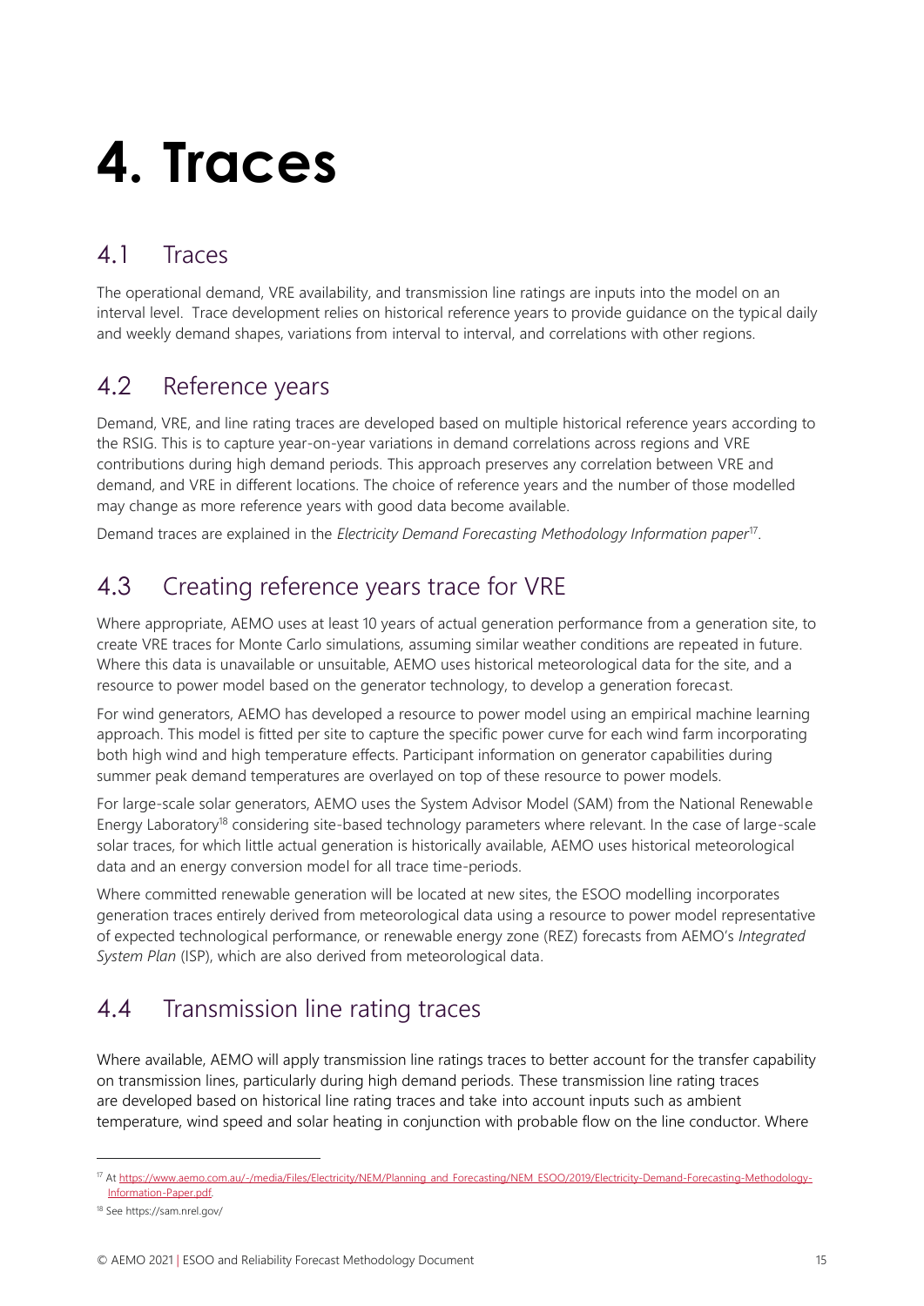# 4. Traces

## 4.1 Traces

The operational demand, VRE availability, and transmission line ratings are inputs into the model on an interval level. Trace development relies on historical reference years to provide guidance on the typical daily and weekly demand shapes, variations from interval to interval, and correlations with other regions.

## 4.2 Reference years

Demand, VRE, and line rating traces are developed based on multiple historical reference years according to the RSIG. This is to capture year-on-year variations in demand correlations across regions and VRE contributions during high demand periods. This approach preserves any correlation between VRE and demand, and VRE in different locations. The choice of reference years and the number of those modelled may change as more reference years with good data become available.

Demand traces are explained in the *Electricity Demand Forecasting Methodology Information paper*[17].

## 4.3 Creating reference years trace for VRE

Where appropriate, AEMO uses at least 10 years of actual generation performance from a generation site, to create VRE traces for Monte Carlo simulations, assuming similar weather conditions are repeated in future. Where this data is unavailable or unsuitable, AEMO uses historical meteorological data for the site, and a resource to power model based on the generator technology, to develop a generation forecast.

For wind generators, AEMO has developed a resource to power model using an empirical machine learning approach. This model is fitted per site to capture the specific power curve for each wind farm incorporating both high wind and high temperature effects. Participant information on generator capabilities during summer peak demand temperatures are overlayed on top of these resource to power models.

For large-scale solar generators, AEMO uses the System Advisor Model (SAM) from the National Renewable Energy Laboratory[18] considering site-based technology parameters where relevant. In the case of large-scale solar traces, for which little actual generation is historically available, AEMO uses historical meteorological data and an energy conversion model for all trace time-periods.

Where committed renewable generation will be located at new sites, the ESOO modelling incorporates generation traces entirely derived from meteorological data using a resource to power model representative of expected technological performance, or renewable energy zone (REZ) forecasts from AEMO's *Integrated System Plan* (ISP), which are also derived from meteorological data.

## 4.4 Transmission line rating traces

Where available, AEMO will apply transmission line ratings traces to better account for the transfer capability on transmission lines, particularly during high demand periods. These transmission line rating traces are developed based on historical line rating traces and take into account inputs such as ambient temperature, wind speed and solar heating in conjunction with probable flow on the line conductor. Where

---

[17] At https://www.aemo.com.au/-/media/Files/Electricity/NEM/Planning_and_Forecasting/NEM_ESOO/2019/Electricity-Demand-Forecasting-Methodology-Information-Paper.pdf.

[18] See https://sam.nrel.gov/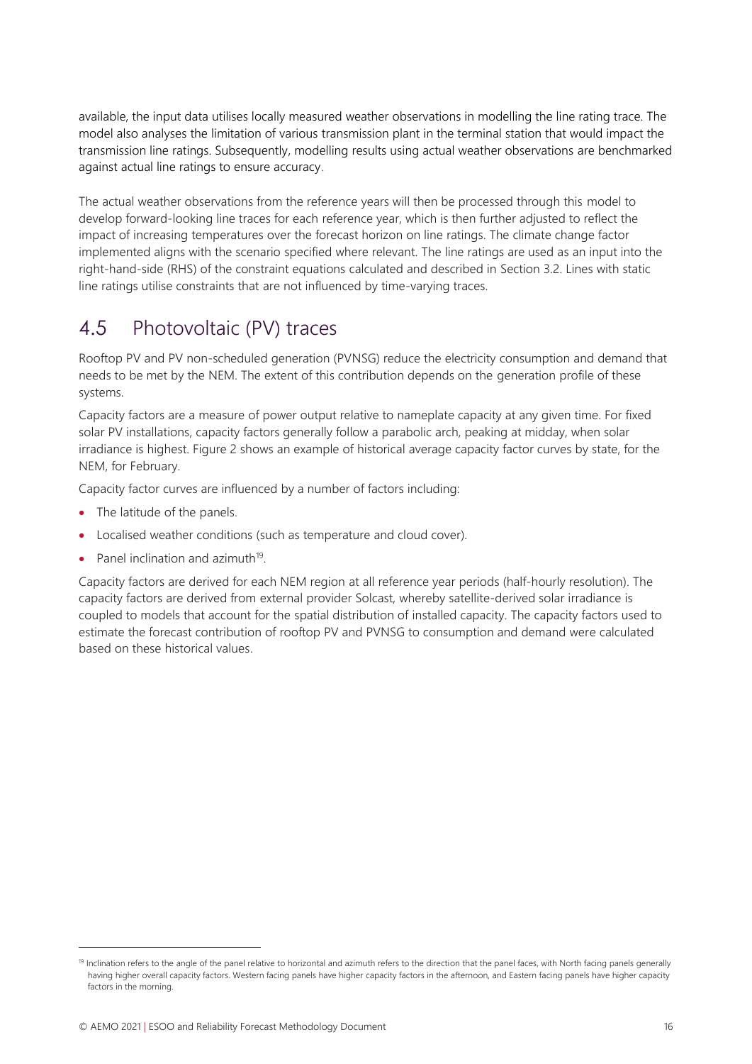available, the input data utilises locally measured weather observations in modelling the line rating trace. The model also analyses the limitation of various transmission plant in the terminal station that would impact the transmission line ratings. Subsequently, modelling results using actual weather observations are benchmarked against actual line ratings to ensure accuracy.

The actual weather observations from the reference years will then be processed through this model to develop forward-looking line traces for each reference year, which is then further adjusted to reflect the impact of increasing temperatures over the forecast horizon on line ratings. The climate change factor implemented aligns with the scenario specified where relevant. The line ratings are used as an input into the right-hand-side (RHS) of the constraint equations calculated and described in Section 3.2. Lines with static line ratings utilise constraints that are not influenced by time-varying traces.

## 4.5 Photovoltaic (PV) traces

Rooftop PV and PV non-scheduled generation (PVNSG) reduce the electricity consumption and demand that needs to be met by the NEM. The extent of this contribution depends on the generation profile of these systems.

Capacity factors are a measure of power output relative to nameplate capacity at any given time. For fixed solar PV installations, capacity factors generally follow a parabolic arch, peaking at midday, when solar irradiance is highest. Figure 2 shows an example of historical average capacity factor curves by state, for the NEM, for February.

Capacity factor curves are influenced by a number of factors including:

- The latitude of the panels.
- Localised weather conditions (such as temperature and cloud cover).
- Panel inclination and azimuth[19].

Capacity factors are derived for each NEM region at all reference year periods (half-hourly resolution). The capacity factors are derived from external provider Solcast, whereby satellite-derived solar irradiance is coupled to models that account for the spatial distribution of installed capacity. The capacity factors used to estimate the forecast contribution of rooftop PV and PVNSG to consumption and demand were calculated based on these historical values.

---

[19] Inclination refers to the angle of the panel relative to horizontal and azimuth refers to the direction that the panel faces, with North facing panels generally having higher overall capacity factors. Western facing panels have higher capacity factors in the afternoon, and Eastern facing panels have higher capacity factors in the morning.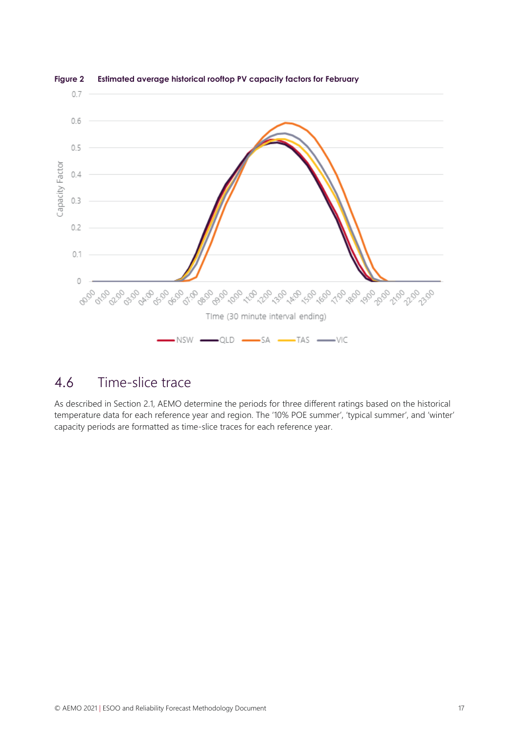**Figure 2 Estimated average historical rooftop PV capacity factors for February**

## 4.6 Time-slice trace

As described in Section 2.1, AEMO determine the periods for three different ratings based on the historical temperature data for each reference year and region. The '10% POE summer', 'typical summer', and 'winter' capacity periods are formatted as time-slice traces for each reference year.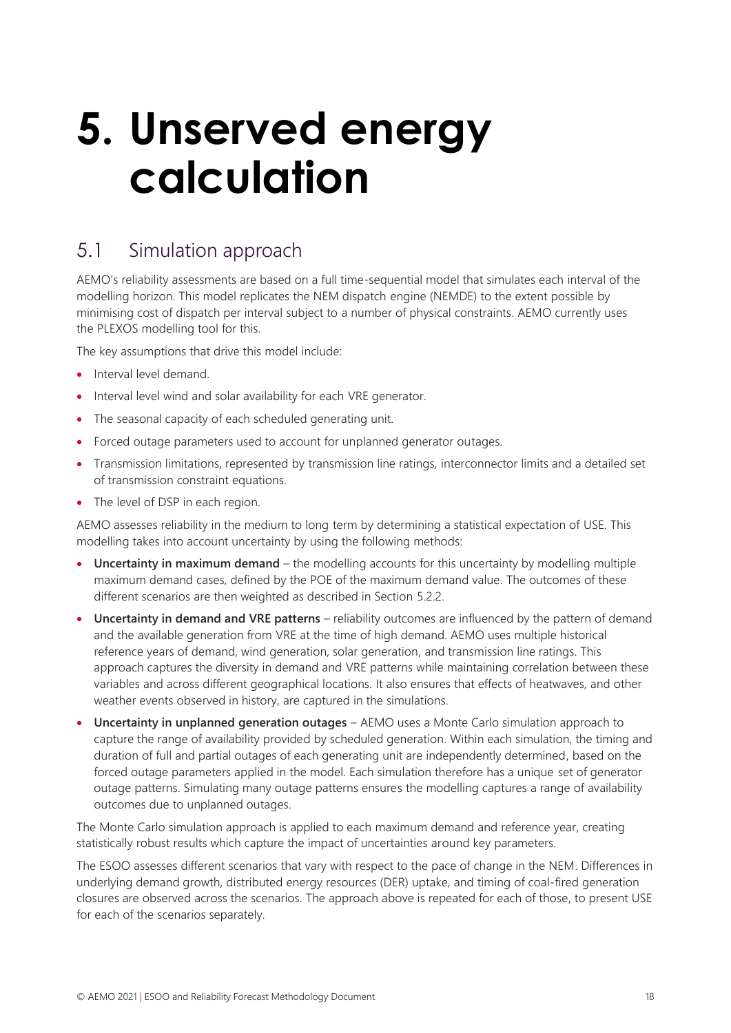# 5. Unserved energy calculation

## 5.1 Simulation approach

AEMO's reliability assessments are based on a full time-sequential model that simulates each interval of the modelling horizon. This model replicates the NEM dispatch engine (NEMDE) to the extent possible by minimising cost of dispatch per interval subject to a number of physical constraints. AEMO currently uses the PLEXOS modelling tool for this.

The key assumptions that drive this model include:

- Interval level demand.
- Interval level wind and solar availability for each VRE generator.
- The seasonal capacity of each scheduled generating unit.
- Forced outage parameters used to account for unplanned generator outages.
- Transmission limitations, represented by transmission line ratings, interconnector limits and a detailed set of transmission constraint equations.
- The level of DSP in each region.

AEMO assesses reliability in the medium to long term by determining a statistical expectation of USE. This modelling takes into account uncertainty by using the following methods:

- **Uncertainty in maximum demand** – the modelling accounts for this uncertainty by modelling multiple maximum demand cases, defined by the POE of the maximum demand value. The outcomes of these different scenarios are then weighted as described in Section 5.2.2.
- **Uncertainty in demand and VRE patterns** – reliability outcomes are influenced by the pattern of demand and the available generation from VRE at the time of high demand. AEMO uses multiple historical reference years of demand, wind generation, solar generation, and transmission line ratings. This approach captures the diversity in demand and VRE patterns while maintaining correlation between these variables and across different geographical locations. It also ensures that effects of heatwaves, and other weather events observed in history, are captured in the simulations.
- **Uncertainty in unplanned generation outages** – AEMO uses a Monte Carlo simulation approach to capture the range of availability provided by scheduled generation. Within each simulation, the timing and duration of full and partial outages of each generating unit are independently determined, based on the forced outage parameters applied in the model. Each simulation therefore has a unique set of generator outage patterns. Simulating many outage patterns ensures the modelling captures a range of availability outcomes due to unplanned outages.

The Monte Carlo simulation approach is applied to each maximum demand and reference year, creating statistically robust results which capture the impact of uncertainties around key parameters.

The ESOO assesses different scenarios that vary with respect to the pace of change in the NEM. Differences in underlying demand growth, distributed energy resources (DER) uptake, and timing of coal-fired generation closures are observed across the scenarios. The approach above is repeated for each of those, to present USE for each of the scenarios separately.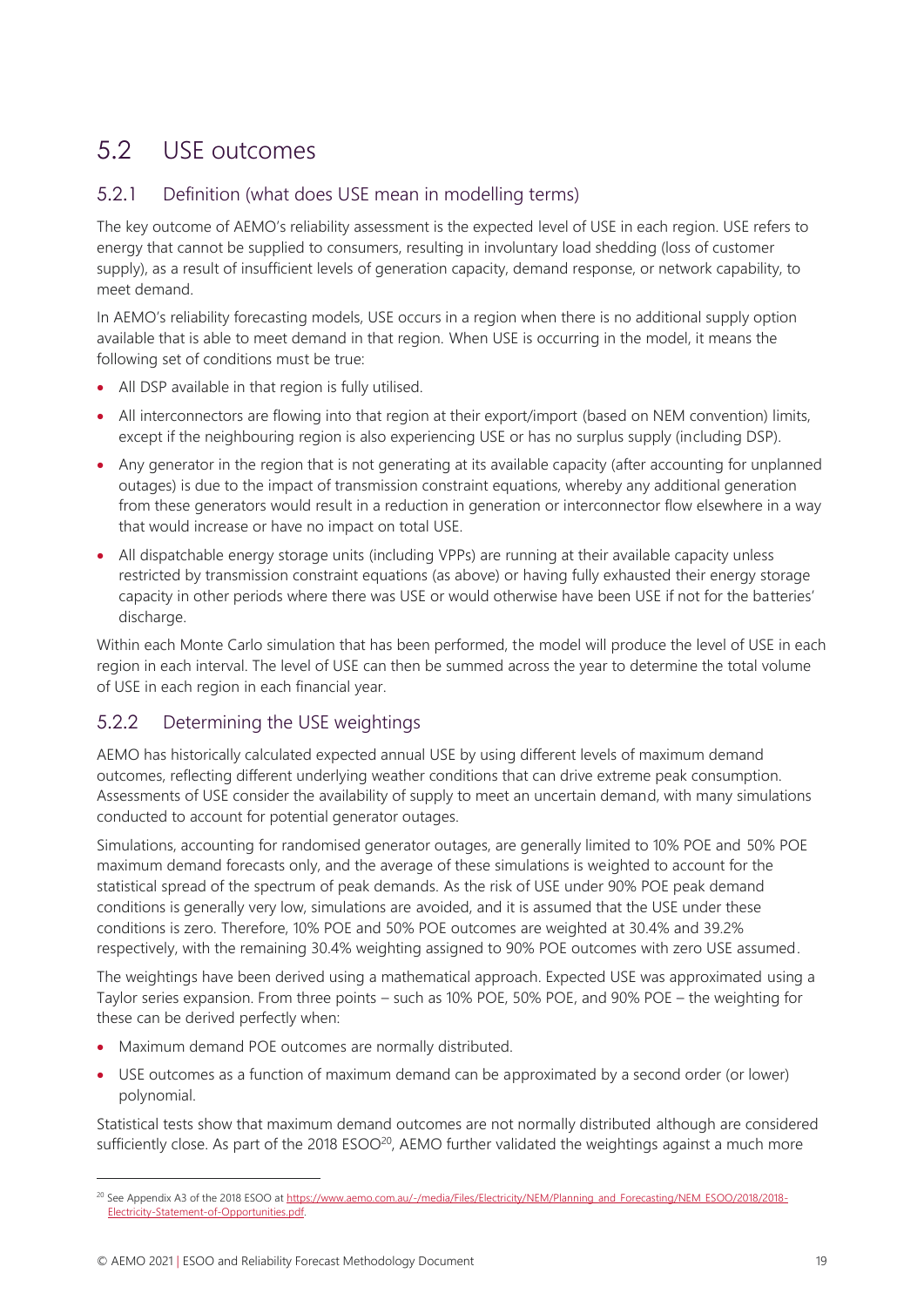## 5.2 USE outcomes

### 5.2.1 Definition (what does USE mean in modelling terms)

The key outcome of AEMO's reliability assessment is the expected level of USE in each region. USE refers to energy that cannot be supplied to consumers, resulting in involuntary load shedding (loss of customer supply), as a result of insufficient levels of generation capacity, demand response, or network capability, to meet demand.

In AEMO's reliability forecasting models, USE occurs in a region when there is no additional supply option available that is able to meet demand in that region. When USE is occurring in the model, it means the following set of conditions must be true:

- All DSP available in that region is fully utilised.
- All interconnectors are flowing into that region at their export/import (based on NEM convention) limits, except if the neighbouring region is also experiencing USE or has no surplus supply (including DSP).
- Any generator in the region that is not generating at its available capacity (after accounting for unplanned outages) is due to the impact of transmission constraint equations, whereby any additional generation from these generators would result in a reduction in generation or interconnector flow elsewhere in a way that would increase or have no impact on total USE.
- All dispatchable energy storage units (including VPPs) are running at their available capacity unless restricted by transmission constraint equations (as above) or having fully exhausted their energy storage capacity in other periods where there was USE or would otherwise have been USE if not for the batteries' discharge.

Within each Monte Carlo simulation that has been performed, the model will produce the level of USE in each region in each interval. The level of USE can then be summed across the year to determine the total volume of USE in each region in each financial year.

### 5.2.2 Determining the USE weightings

AEMO has historically calculated expected annual USE by using different levels of maximum demand outcomes, reflecting different underlying weather conditions that can drive extreme peak consumption. Assessments of USE consider the availability of supply to meet an uncertain demand, with many simulations conducted to account for potential generator outages.

Simulations, accounting for randomised generator outages, are generally limited to 10% POE and 50% POE maximum demand forecasts only, and the average of these simulations is weighted to account for the statistical spread of the spectrum of peak demands. As the risk of USE under 90% POE peak demand conditions is generally very low, simulations are avoided, and it is assumed that the USE under these conditions is zero. Therefore, 10% POE and 50% POE outcomes are weighted at 30.4% and 39.2% respectively, with the remaining 30.4% weighting assigned to 90% POE outcomes with zero USE assumed.

The weightings have been derived using a mathematical approach. Expected USE was approximated using a Taylor series expansion. From three points – such as 10% POE, 50% POE, and 90% POE – the weighting for these can be derived perfectly when:

- Maximum demand POE outcomes are normally distributed.
- USE outcomes as a function of maximum demand can be approximated by a second order (or lower) polynomial.

Statistical tests show that maximum demand outcomes are not normally distributed although are considered sufficiently close. As part of the 2018 ESOO[20], AEMO further validated the weightings against a much more

[20] See Appendix A3 of the 2018 ESOO at https://www.aemo.com.au/-/media/Files/Electricity/NEM/Planning_and_Forecasting/NEM_ESOO/2018/2018-Electricity-Statement-of-Opportunities.pdf.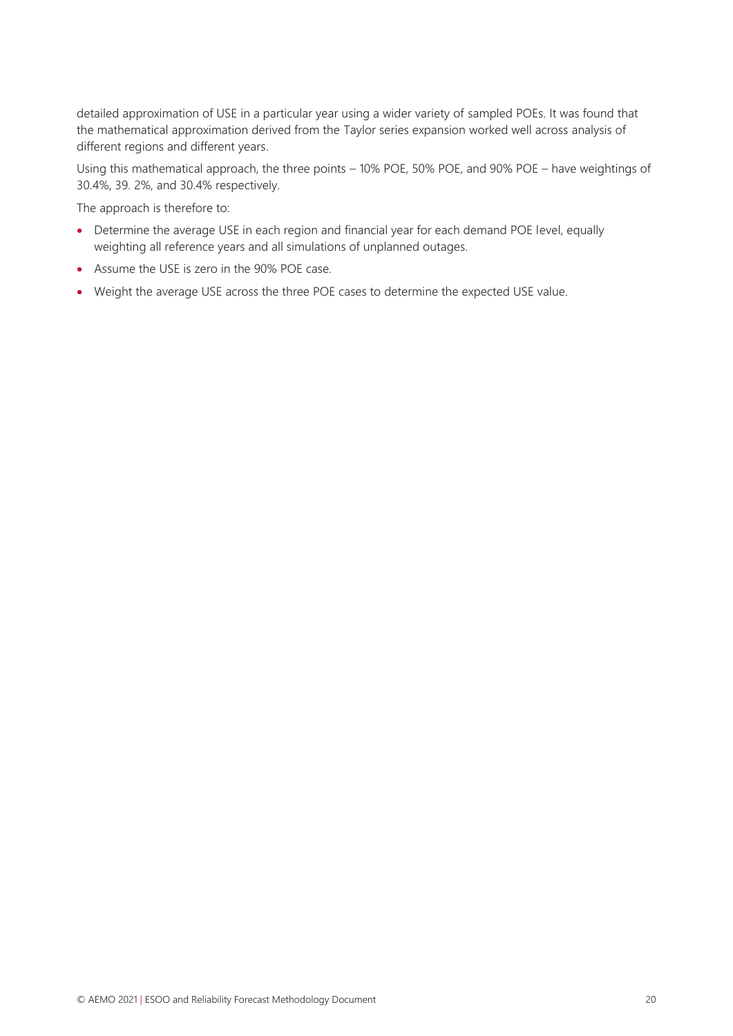detailed approximation of USE in a particular year using a wider variety of sampled POEs. It was found that the mathematical approximation derived from the Taylor series expansion worked well across analysis of different regions and different years.

Using this mathematical approach, the three points – 10% POE, 50% POE, and 90% POE – have weightings of 30.4%, 39. 2%, and 30.4% respectively.

The approach is therefore to:

- Determine the average USE in each region and financial year for each demand POE level, equally weighting all reference years and all simulations of unplanned outages.
- Assume the USE is zero in the 90% POE case.
- Weight the average USE across the three POE cases to determine the expected USE value.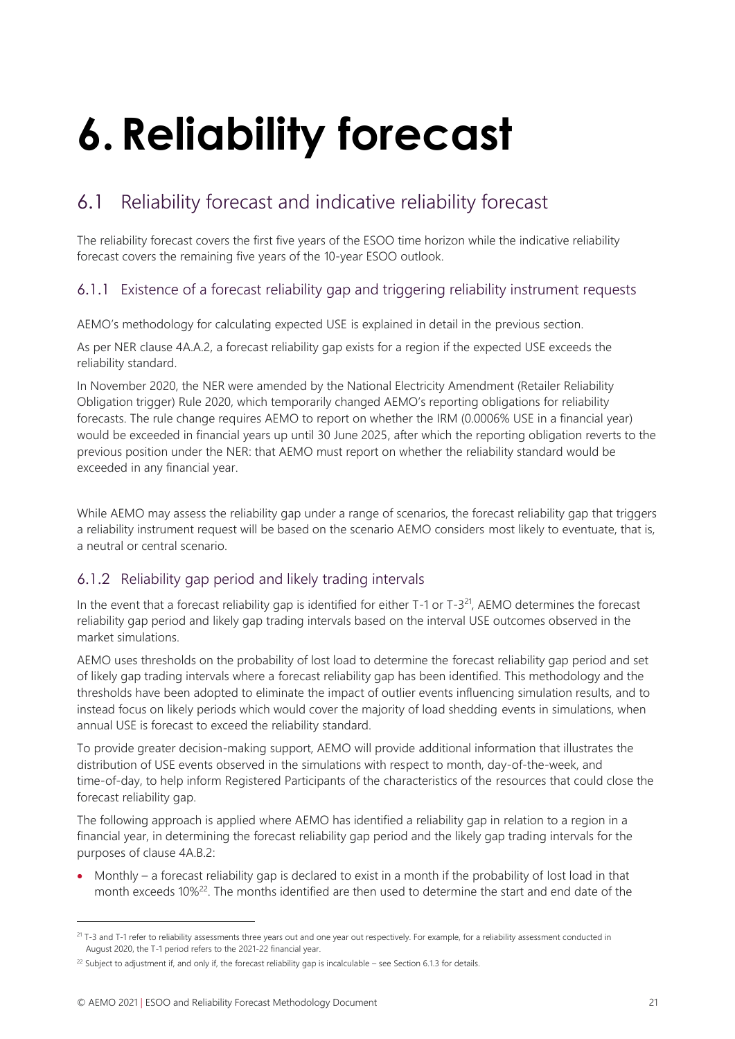# 6. Reliability forecast

## 6.1 Reliability forecast and indicative reliability forecast

The reliability forecast covers the first five years of the ESOO time horizon while the indicative reliability forecast covers the remaining five years of the 10-year ESOO outlook.

### 6.1.1 Existence of a forecast reliability gap and triggering reliability instrument requests

AEMO's methodology for calculating expected USE is explained in detail in the previous section.

As per NER clause 4A.A.2, a forecast reliability gap exists for a region if the expected USE exceeds the reliability standard.

In November 2020, the NER were amended by the National Electricity Amendment (Retailer Reliability Obligation trigger) Rule 2020, which temporarily changed AEMO's reporting obligations for reliability forecasts. The rule change requires AEMO to report on whether the IRM (0.0006% USE in a financial year) would be exceeded in financial years up until 30 June 2025, after which the reporting obligation reverts to the previous position under the NER: that AEMO must report on whether the reliability standard would be exceeded in any financial year.

While AEMO may assess the reliability gap under a range of scenarios, the forecast reliability gap that triggers a reliability instrument request will be based on the scenario AEMO considers most likely to eventuate, that is, a neutral or central scenario.

### 6.1.2 Reliability gap period and likely trading intervals

In the event that a forecast reliability gap is identified for either T-1 or T-3[21], AEMO determines the forecast reliability gap period and likely gap trading intervals based on the interval USE outcomes observed in the market simulations.

AEMO uses thresholds on the probability of lost load to determine the forecast reliability gap period and set of likely gap trading intervals where a forecast reliability gap has been identified. This methodology and the thresholds have been adopted to eliminate the impact of outlier events influencing simulation results, and to instead focus on likely periods which would cover the majority of load shedding events in simulations, when annual USE is forecast to exceed the reliability standard.

To provide greater decision-making support, AEMO will provide additional information that illustrates the distribution of USE events observed in the simulations with respect to month, day-of-the-week, and time-of-day, to help inform Registered Participants of the characteristics of the resources that could close the forecast reliability gap.

The following approach is applied where AEMO has identified a reliability gap in relation to a region in a financial year, in determining the forecast reliability gap period and the likely gap trading intervals for the purposes of clause 4A.B.2:

- Monthly – a forecast reliability gap is declared to exist in a month if the probability of lost load in that month exceeds 10%[22]. The months identified are then used to determine the start and end date of the

[21] T-3 and T-1 refer to reliability assessments three years out and one year out respectively. For example, for a reliability assessment conducted in August 2020, the T-1 period refers to the 2021-22 financial year.

[22] Subject to adjustment if, and only if, the forecast reliability gap is incalculable – see Section 6.1.3 for details.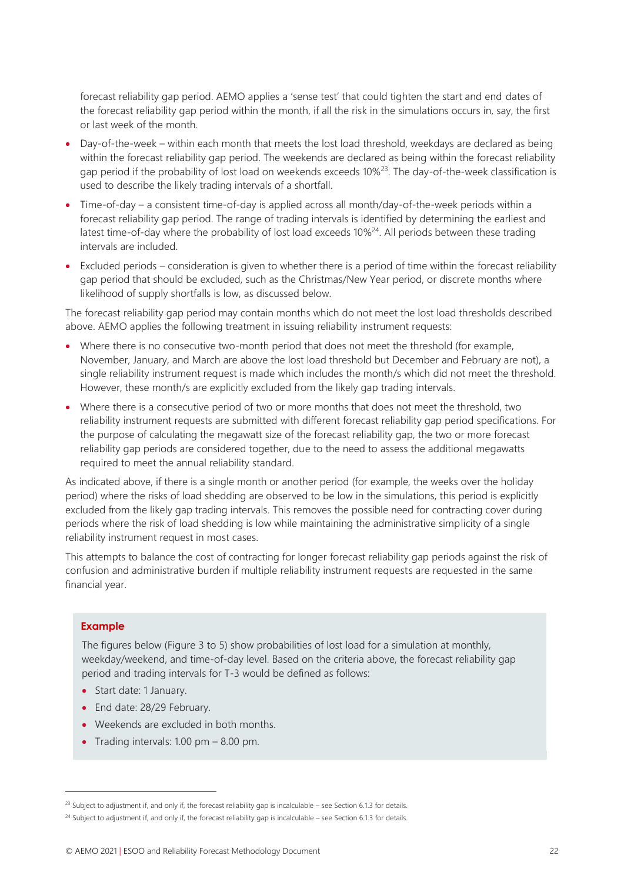forecast reliability gap period. AEMO applies a 'sense test' that could tighten the start and end dates of the forecast reliability gap period within the month, if all the risk in the simulations occurs in, say, the first or last week of the month.

- Day-of-the-week – within each month that meets the lost load threshold, weekdays are declared as being within the forecast reliability gap period. The weekends are declared as being within the forecast reliability gap period if the probability of lost load on weekends exceeds 10%[23]. The day-of-the-week classification is used to describe the likely trading intervals of a shortfall.
- Time-of-day – a consistent time-of-day is applied across all month/day-of-the-week periods within a forecast reliability gap period. The range of trading intervals is identified by determining the earliest and latest time-of-day where the probability of lost load exceeds 10%[24]. All periods between these trading intervals are included.
- Excluded periods – consideration is given to whether there is a period of time within the forecast reliability gap period that should be excluded, such as the Christmas/New Year period, or discrete months where likelihood of supply shortfalls is low, as discussed below.

The forecast reliability gap period may contain months which do not meet the lost load thresholds described above. AEMO applies the following treatment in issuing reliability instrument requests:

- Where there is no consecutive two-month period that does not meet the threshold (for example, November, January, and March are above the lost load threshold but December and February are not), a single reliability instrument request is made which includes the month/s which did not meet the threshold. However, these month/s are explicitly excluded from the likely gap trading intervals.
- Where there is a consecutive period of two or more months that does not meet the threshold, two reliability instrument requests are submitted with different forecast reliability gap period specifications. For the purpose of calculating the megawatt size of the forecast reliability gap, the two or more forecast reliability gap periods are considered together, due to the need to assess the additional megawatts required to meet the annual reliability standard.

As indicated above, if there is a single month or another period (for example, the weeks over the holiday period) where the risks of load shedding are observed to be low in the simulations, this period is explicitly excluded from the likely gap trading intervals. This removes the possible need for contracting cover during periods where the risk of load shedding is low while maintaining the administrative simplicity of a single reliability instrument request in most cases.

This attempts to balance the cost of contracting for longer forecast reliability gap periods against the risk of confusion and administrative burden if multiple reliability instrument requests are requested in the same financial year.

**Example**

The figures below (Figure 3 to 5) show probabilities of lost load for a simulation at monthly, weekday/weekend, and time-of-day level. Based on the criteria above, the forecast reliability gap period and trading intervals for T-3 would be defined as follows:

- Start date: 1 January.
- End date: 28/29 February.
- Weekends are excluded in both months.
- Trading intervals: 1.00 pm – 8.00 pm.

[23] Subject to adjustment if, and only if, the forecast reliability gap is incalculable – see Section 6.1.3 for details.

[24] Subject to adjustment if, and only if, the forecast reliability gap is incalculable – see Section 6.1.3 for details.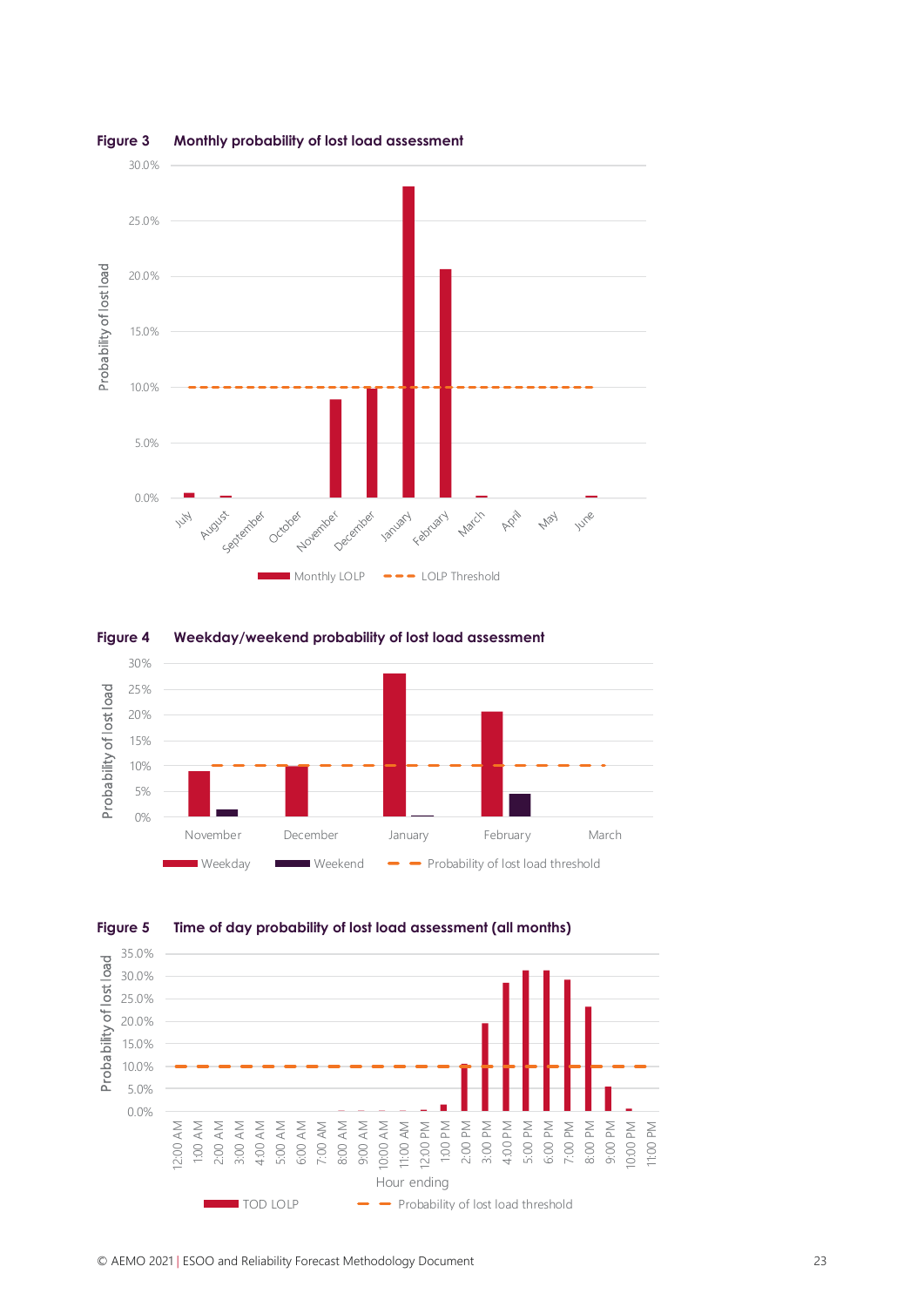**Figure 3 Monthly probability of lost load assessment**

**Figure 4 Weekday/weekend probability of lost load assessment**

**Figure 5 Time of day probability of lost load assessment (all months)**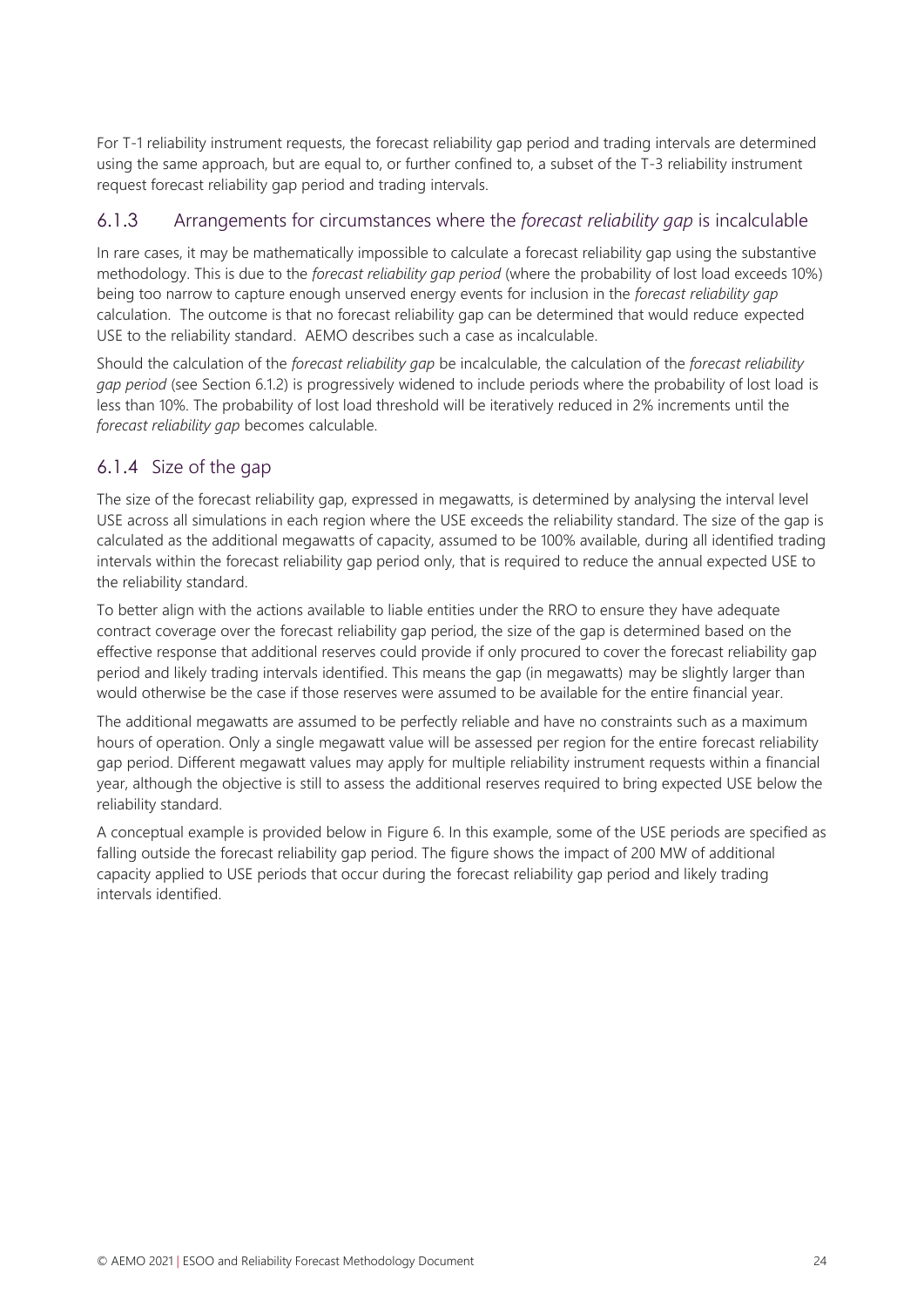For T-1 reliability instrument requests, the forecast reliability gap period and trading intervals are determined using the same approach, but are equal to, or further confined to, a subset of the T-3 reliability instrument request forecast reliability gap period and trading intervals.

### 6.1.3 Arrangements for circumstances where the *forecast reliability gap* is incalculable

In rare cases, it may be mathematically impossible to calculate a forecast reliability gap using the substantive methodology. This is due to the *forecast reliability gap period* (where the probability of lost load exceeds 10%) being too narrow to capture enough unserved energy events for inclusion in the *forecast reliability gap* calculation. The outcome is that no forecast reliability gap can be determined that would reduce expected USE to the reliability standard. AEMO describes such a case as incalculable.

Should the calculation of the *forecast reliability gap* be incalculable, the calculation of the *forecast reliability gap period* (see Section 6.1.2) is progressively widened to include periods where the probability of lost load is less than 10%. The probability of lost load threshold will be iteratively reduced in 2% increments until the *forecast reliability gap* becomes calculable.

### 6.1.4 Size of the gap

The size of the forecast reliability gap, expressed in megawatts, is determined by analysing the interval level USE across all simulations in each region where the USE exceeds the reliability standard. The size of the gap is calculated as the additional megawatts of capacity, assumed to be 100% available, during all identified trading intervals within the forecast reliability gap period only, that is required to reduce the annual expected USE to the reliability standard.

To better align with the actions available to liable entities under the RRO to ensure they have adequate contract coverage over the forecast reliability gap period, the size of the gap is determined based on the effective response that additional reserves could provide if only procured to cover the forecast reliability gap period and likely trading intervals identified. This means the gap (in megawatts) may be slightly larger than would otherwise be the case if those reserves were assumed to be available for the entire financial year.

The additional megawatts are assumed to be perfectly reliable and have no constraints such as a maximum hours of operation. Only a single megawatt value will be assessed per region for the entire forecast reliability gap period. Different megawatt values may apply for multiple reliability instrument requests within a financial year, although the objective is still to assess the additional reserves required to bring expected USE below the reliability standard.

A conceptual example is provided below in Figure 6. In this example, some of the USE periods are specified as falling outside the forecast reliability gap period. The figure shows the impact of 200 MW of additional capacity applied to USE periods that occur during the forecast reliability gap period and likely trading intervals identified.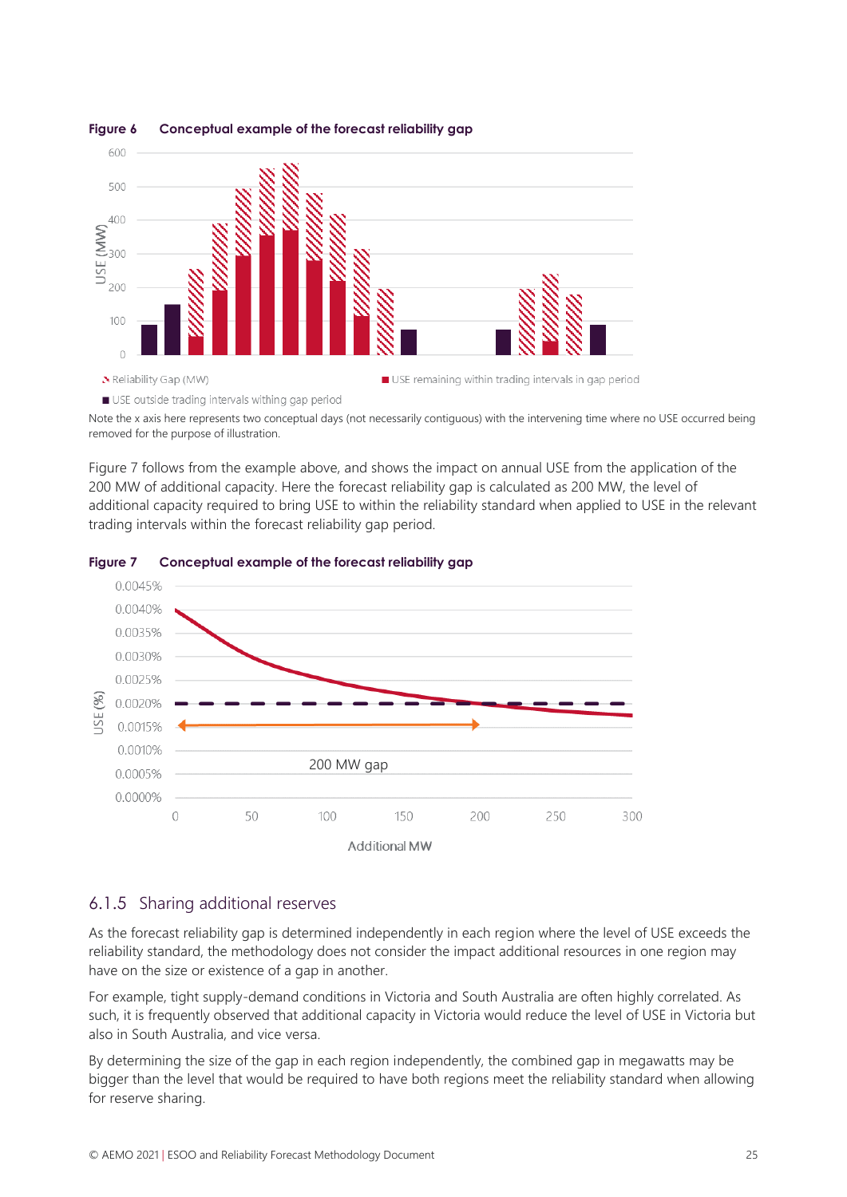**Figure 6 Conceptual example of the forecast reliability gap**

Note the x axis here represents two conceptual days (not necessarily contiguous) with the intervening time where no USE occurred being removed for the purpose of illustration.

Figure 7 follows from the example above, and shows the impact on annual USE from the application of the 200 MW of additional capacity. Here the forecast reliability gap is calculated as 200 MW, the level of additional capacity required to bring USE to within the reliability standard when applied to USE in the relevant trading intervals within the forecast reliability gap period.

**Figure 7 Conceptual example of the forecast reliability gap**

### 6.1.5 Sharing additional reserves

As the forecast reliability gap is determined independently in each region where the level of USE exceeds the reliability standard, the methodology does not consider the impact additional resources in one region may have on the size or existence of a gap in another.

For example, tight supply-demand conditions in Victoria and South Australia are often highly correlated. As such, it is frequently observed that additional capacity in Victoria would reduce the level of USE in Victoria but also in South Australia, and vice versa.

By determining the size of the gap in each region independently, the combined gap in megawatts may be bigger than the level that would be required to have both regions meet the reliability standard when allowing for reserve sharing.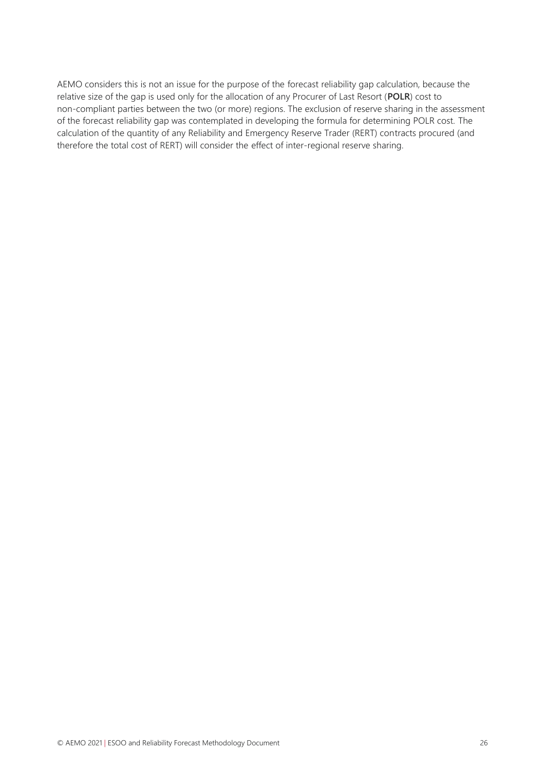AEMO considers this is not an issue for the purpose of the forecast reliability gap calculation, because the relative size of the gap is used only for the allocation of any Procurer of Last Resort (**POLR**) cost to non-compliant parties between the two (or more) regions. The exclusion of reserve sharing in the assessment of the forecast reliability gap was contemplated in developing the formula for determining POLR cost. The calculation of the quantity of any Reliability and Emergency Reserve Trader (RERT) contracts procured (and therefore the total cost of RERT) will consider the effect of inter-regional reserve sharing.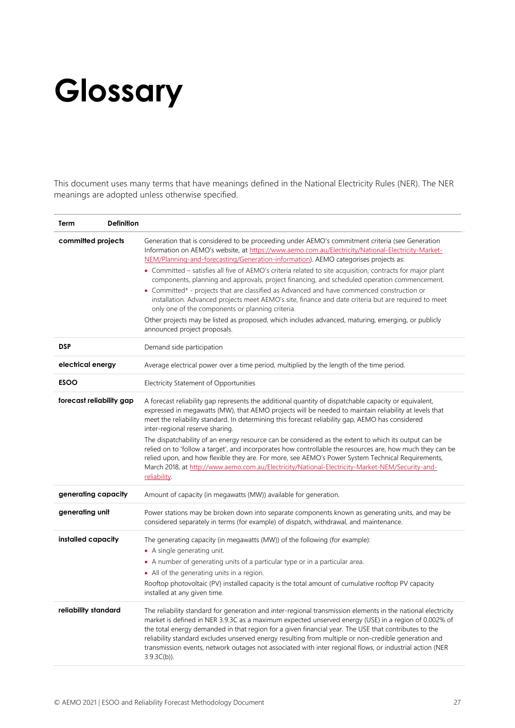# Glossary

This document uses many terms that have meanings defined in the National Electricity Rules (NER). The NER meanings are adopted unless otherwise specified.

| Term | Definition |
|---|---|
| **committed projects** | Generation that is considered to be proceeding under AEMO's commitment criteria (see Generation Information on AEMO's website, at [https://www.aemo.com.au/Electricity/National-Electricity-Market-NEM/Planning-and-forecasting/Generation-information](https://www.aemo.com.au/Electricity/National-Electricity-Market-NEM/Planning-and-forecasting/Generation-information)). AEMO categorises projects as:<br>• Committed – satisfies all five of AEMO's criteria related to site acquisition, contracts for major plant components, planning and approvals, project financing, and scheduled operation commencement.<br>• Committed* - projects that are classified as Advanced and have commenced construction or installation. Advanced projects meet AEMO's site, finance and date criteria but are required to meet only one of the components or planning criteria.<br>Other projects may be listed as proposed, which includes advanced, maturing, emerging, or publicly announced project proposals. |
| **DSP** | Demand side participation |
| **electrical energy** | Average electrical power over a time period, multiplied by the length of the time period. |
| **ESOO** | Electricity Statement of Opportunities |
| **forecast reliability gap** | A forecast reliability gap represents the additional quantity of dispatchable capacity or equivalent, expressed in megawatts (MW), that AEMO projects will be needed to maintain reliability at levels that meet the reliability standard. In determining this forecast reliability gap, AEMO has considered inter-regional reserve sharing.<br>The dispatchability of an energy resource can be considered as the extent to which its output can be relied on to 'follow a target', and incorporates how controllable the resources are, how much they can be relied upon, and how flexible they are. For more, see AEMO's Power System Technical Requirements, March 2018, at [http://www.aemo.com.au/Electricity/National-Electricity-Market-NEM/Security-and-reliability](http://www.aemo.com.au/Electricity/National-Electricity-Market-NEM/Security-and-reliability). |
| **generating capacity** | Amount of capacity (in megawatts (MW)) available for generation. |
| **generating unit** | Power stations may be broken down into separate components known as generating units, and may be considered separately in terms (for example) of dispatch, withdrawal, and maintenance. |
| **installed capacity** | The generating capacity (in megawatts (MW)) of the following (for example):<br>• A single generating unit.<br>• A number of generating units of a particular type or in a particular area.<br>• All of the generating units in a region.<br>Rooftop photovoltaic (PV) installed capacity is the total amount of cumulative rooftop PV capacity installed at any given time. |
| **reliability standard** | The reliability standard for generation and inter-regional transmission elements in the national electricity market is defined in NER 3.9.3C as a maximum expected unserved energy (USE) in a region of 0.002% of the total energy demanded in that region for a given financial year. The USE that contributes to the reliability standard excludes unserved energy resulting from multiple or non-credible generation and transmission events, network outages not associated with inter regional flows, or industrial action (NER 3.9.3C(b)). |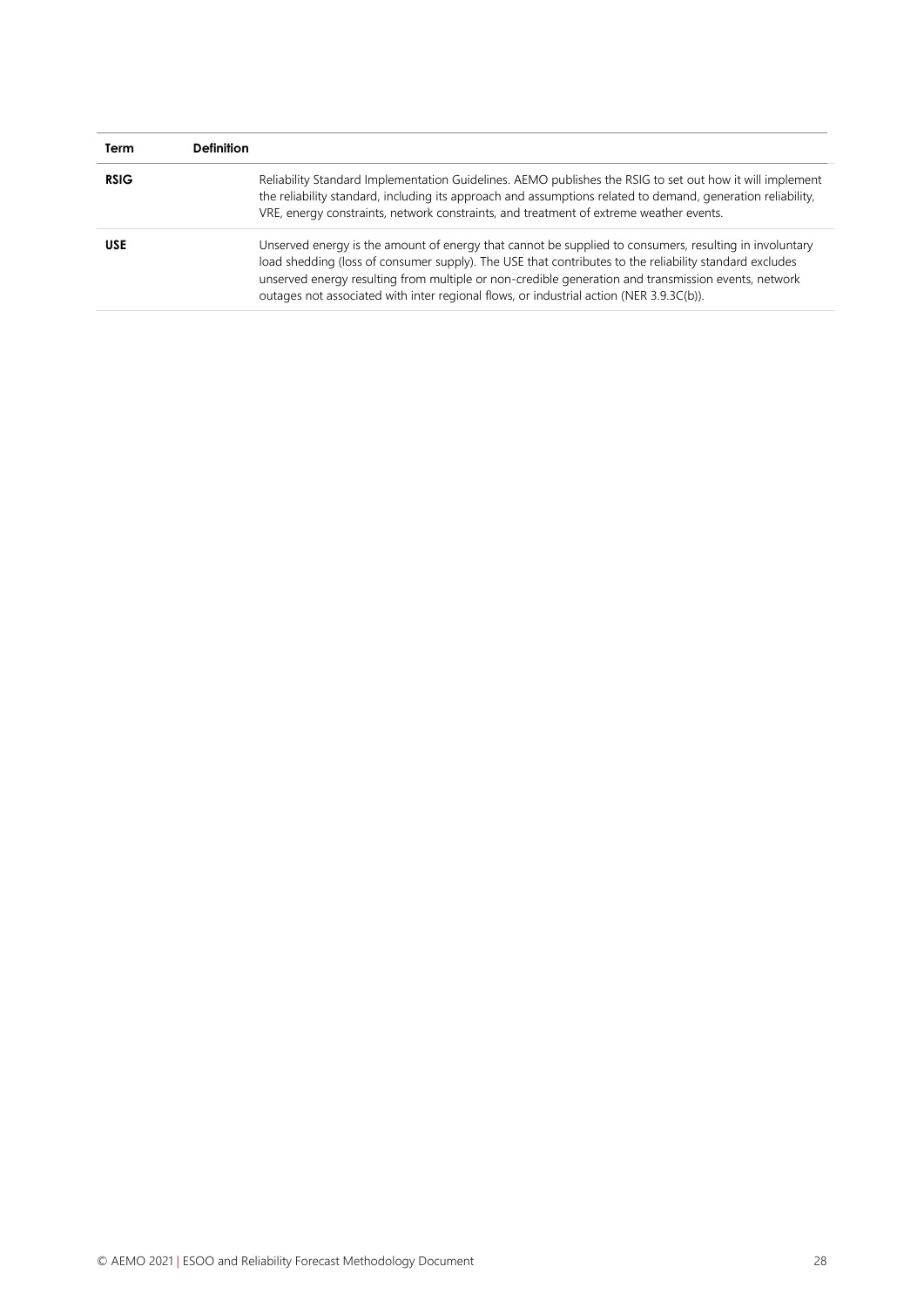| Term | Definition |
| --- | --- |
| **RSIG** | Reliability Standard Implementation Guidelines. AEMO publishes the RSIG to set out how it will implement the reliability standard, including its approach and assumptions related to demand, generation reliability, VRE, energy constraints, network constraints, and treatment of extreme weather events. |
| **USE** | Unserved energy is the amount of energy that cannot be supplied to consumers, resulting in involuntary load shedding (loss of consumer supply). The USE that contributes to the reliability standard excludes unserved energy resulting from multiple or non-credible generation and transmission events, network outages not associated with inter regional flows, or industrial action (NER 3.9.3C(b)). |